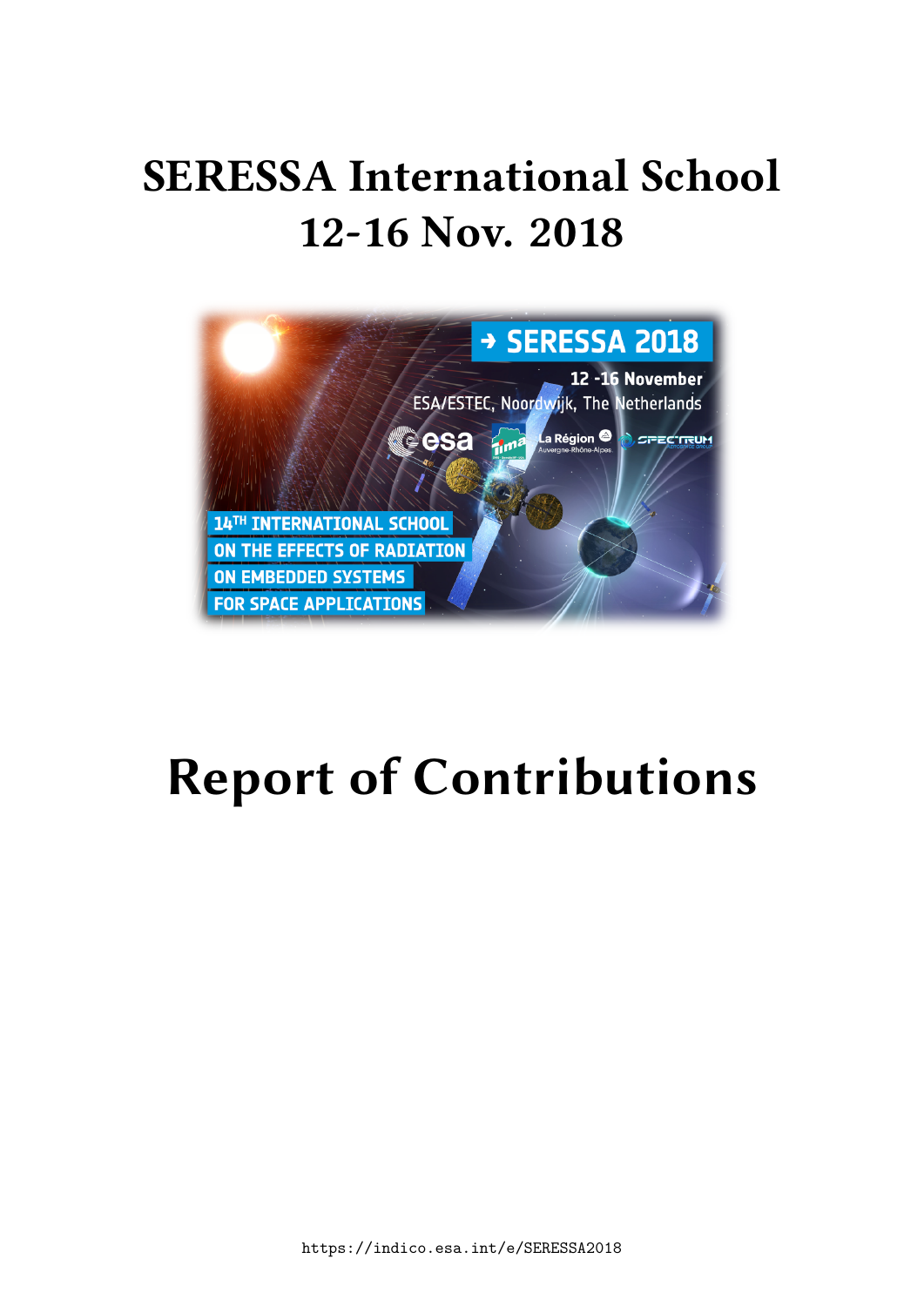# SERESSA International School
# 12-16 Nov. 2018

# Report of Contributions

https://indico.esa.int/e/SERESSA2018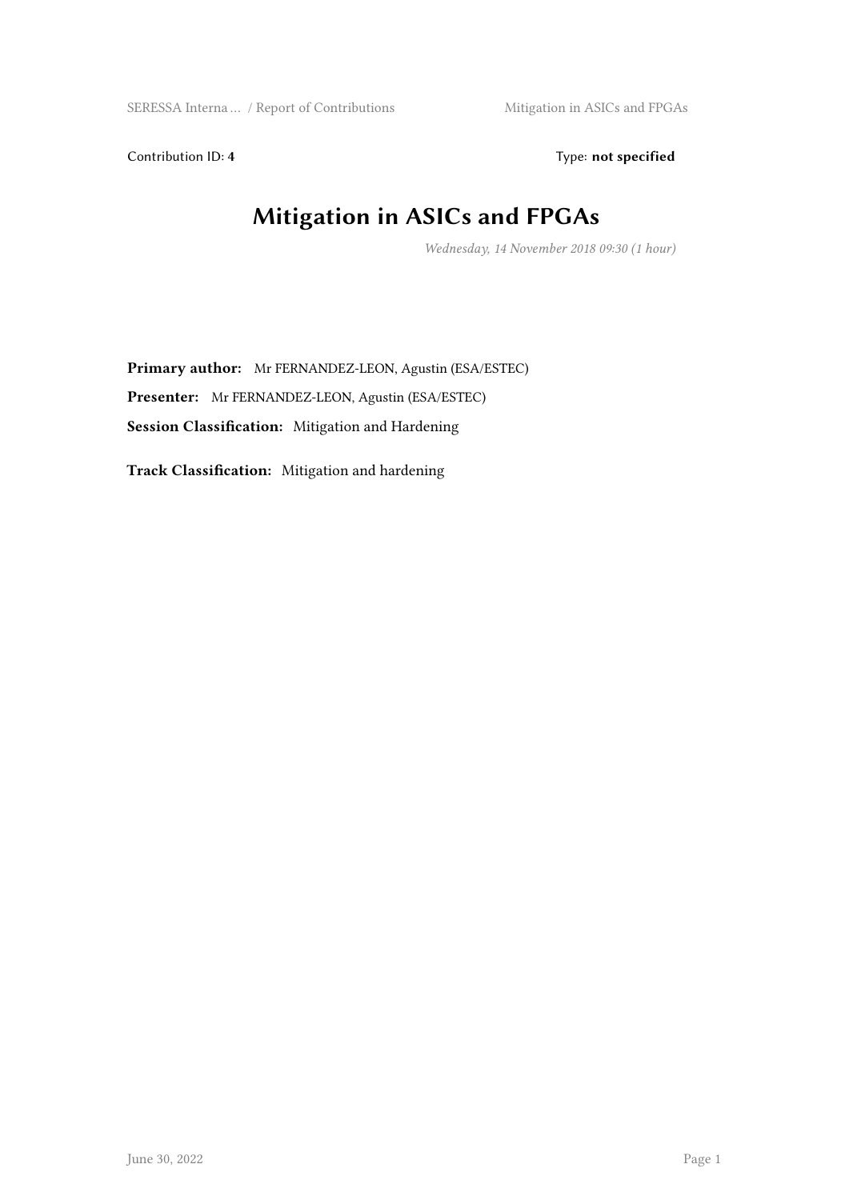Contribution ID: **4** Type: **not specified**

# Mitigation in ASICs and FPGAs

*Wednesday, 14 November 2018 09:30 (1 hour)*

**Primary author:** Mr FERNANDEZ-LEON, Agustin (ESA/ESTEC)

**Presenter:** Mr FERNANDEZ-LEON, Agustin (ESA/ESTEC)

**Session Classification:** Mitigation and Hardening

**Track Classification:** Mitigation and hardening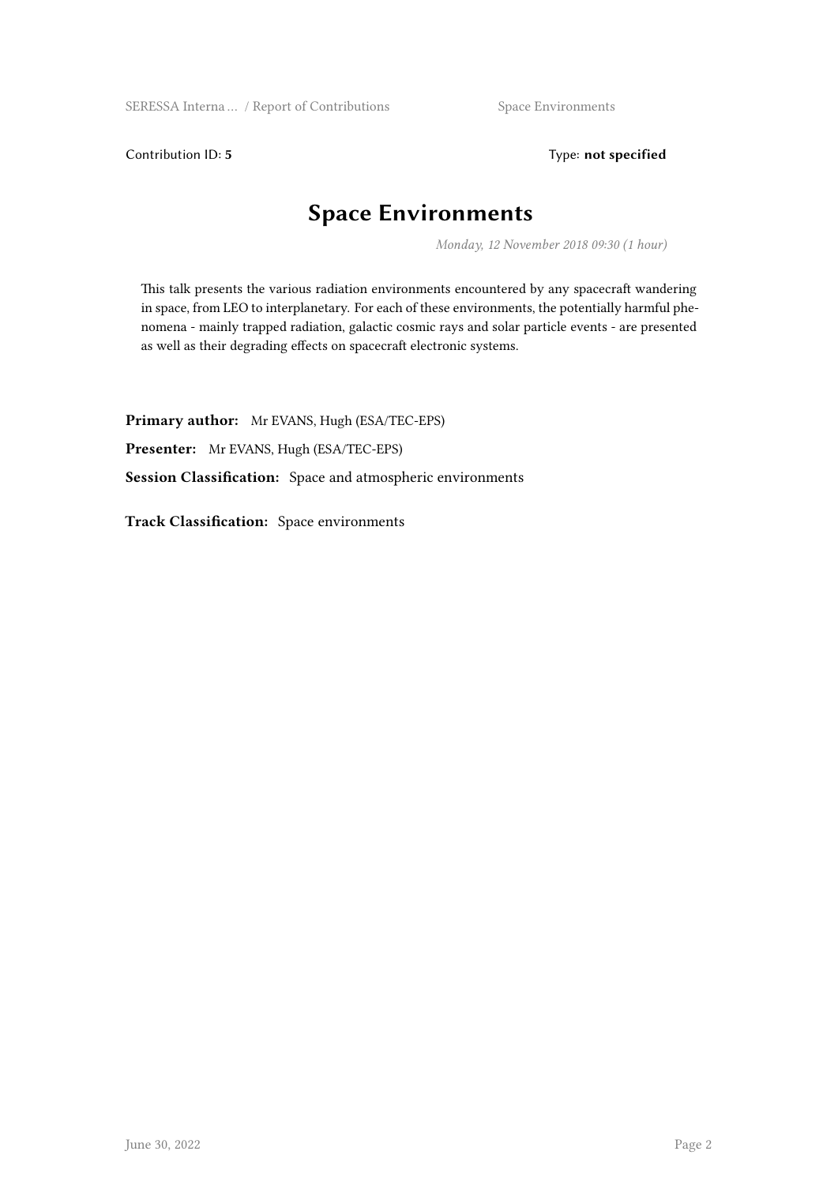Contribution ID: **5** Type: **not specified**

# Space Environments

*Monday, 12 November 2018 09:30 (1 hour)*

This talk presents the various radiation environments encountered by any spacecraft wandering in space, from LEO to interplanetary. For each of these environments, the potentially harmful phenomena - mainly trapped radiation, galactic cosmic rays and solar particle events - are presented as well as their degrading effects on spacecraft electronic systems.

**Primary author:** Mr EVANS, Hugh (ESA/TEC-EPS)

**Presenter:** Mr EVANS, Hugh (ESA/TEC-EPS)

**Session Classification:** Space and atmospheric environments

**Track Classification:** Space environments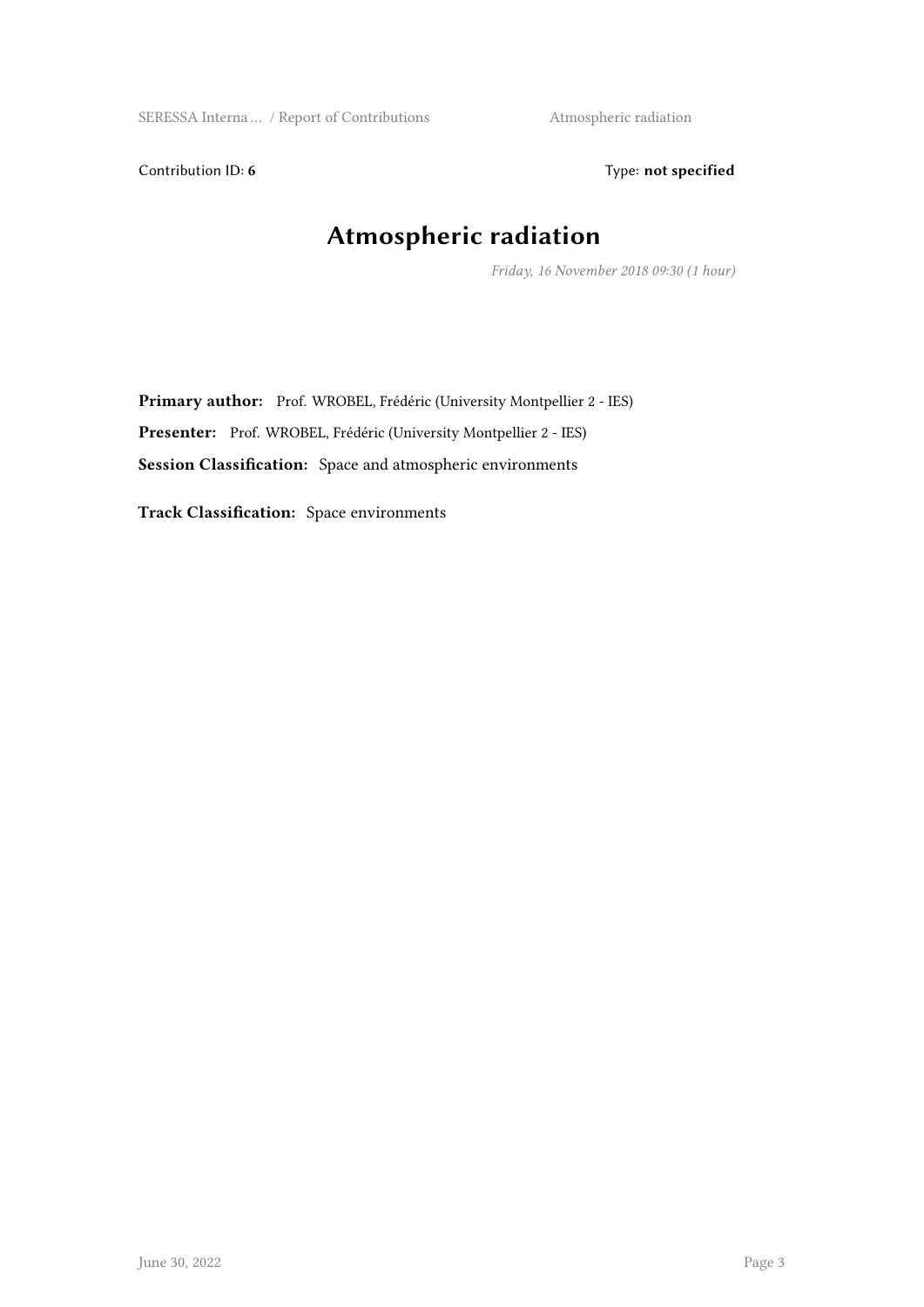Contribution ID: **6** Type: **not specified**

# Atmospheric radiation

*Friday, 16 November 2018 09:30 (1 hour)*

**Primary author:** Prof. WROBEL, Frédéric (University Montpellier 2 - IES)

**Presenter:** Prof. WROBEL, Frédéric (University Montpellier 2 - IES)

**Session Classification:** Space and atmospheric environments

**Track Classification:** Space environments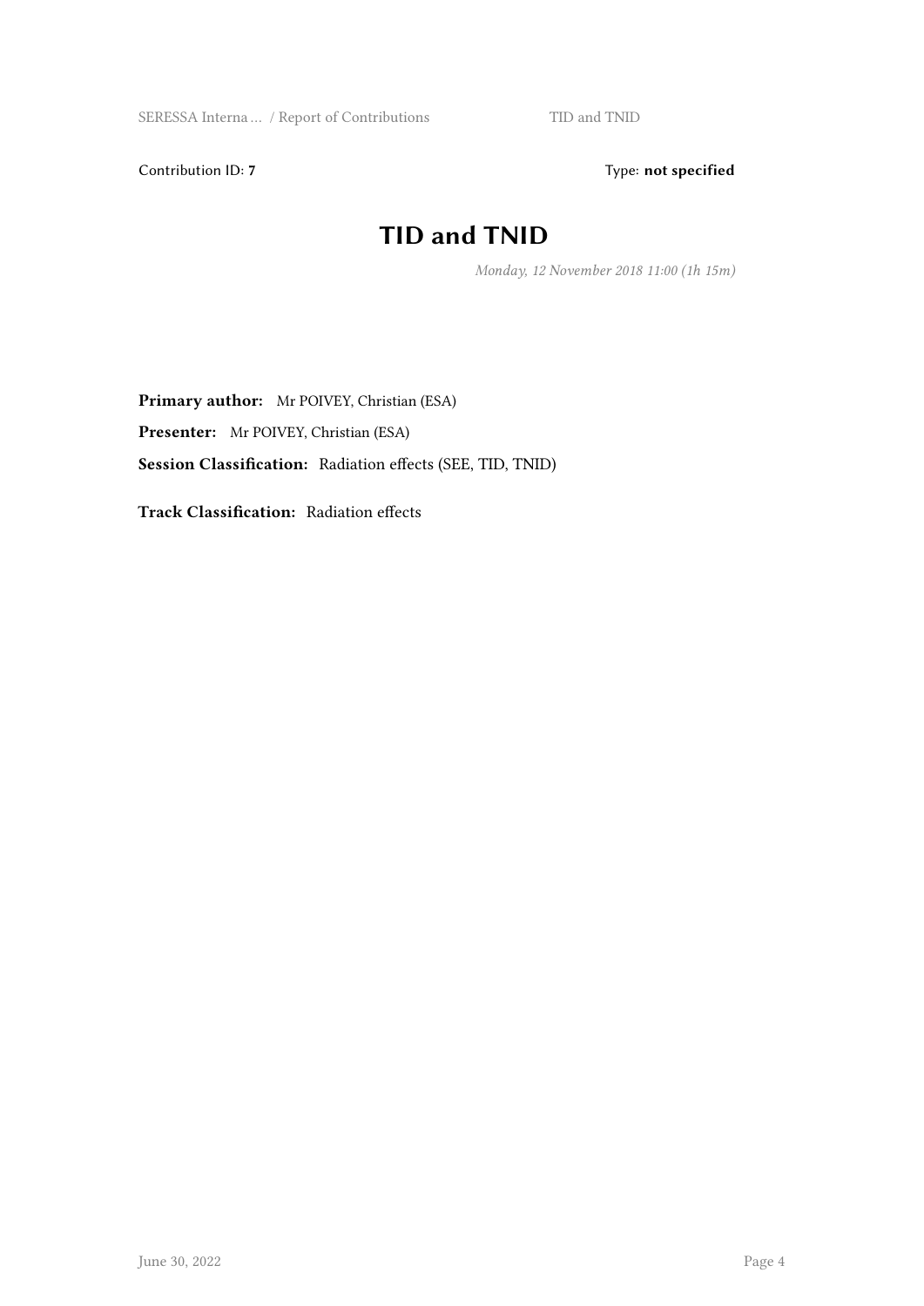Contribution ID: **7** Type: **not specified**

# TID and TNID

*Monday, 12 November 2018 11:00 (1h 15m)*

**Primary author:** Mr POIVEY, Christian (ESA)

**Presenter:** Mr POIVEY, Christian (ESA)

**Session Classification:** Radiation effects (SEE, TID, TNID)

**Track Classification:** Radiation effects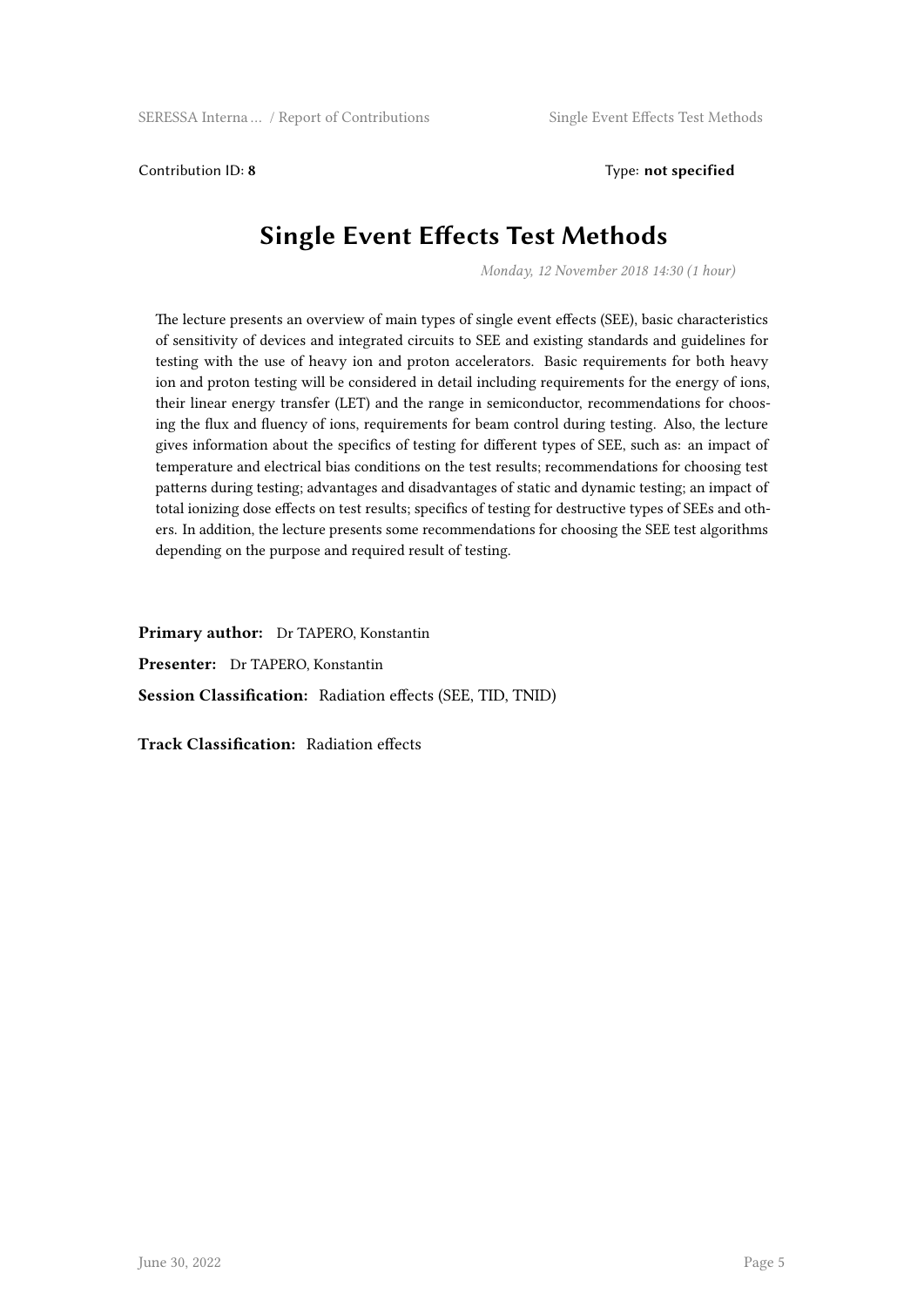Contribution ID: **8** Type: **not specified**

# Single Event Effects Test Methods

*Monday, 12 November 2018 14:30 (1 hour)*

The lecture presents an overview of main types of single event effects (SEE), basic characteristics of sensitivity of devices and integrated circuits to SEE and existing standards and guidelines for testing with the use of heavy ion and proton accelerators. Basic requirements for both heavy ion and proton testing will be considered in detail including requirements for the energy of ions, their linear energy transfer (LET) and the range in semiconductor, recommendations for choosing the flux and fluency of ions, requirements for beam control during testing. Also, the lecture gives information about the specifics of testing for different types of SEE, such as: an impact of temperature and electrical bias conditions on the test results; recommendations for choosing test patterns during testing; advantages and disadvantages of static and dynamic testing; an impact of total ionizing dose effects on test results; specifics of testing for destructive types of SEEs and others. In addition, the lecture presents some recommendations for choosing the SEE test algorithms depending on the purpose and required result of testing.

**Primary author:** Dr TAPERO, Konstantin

**Presenter:** Dr TAPERO, Konstantin

**Session Classification:** Radiation effects (SEE, TID, TNID)

**Track Classification:** Radiation effects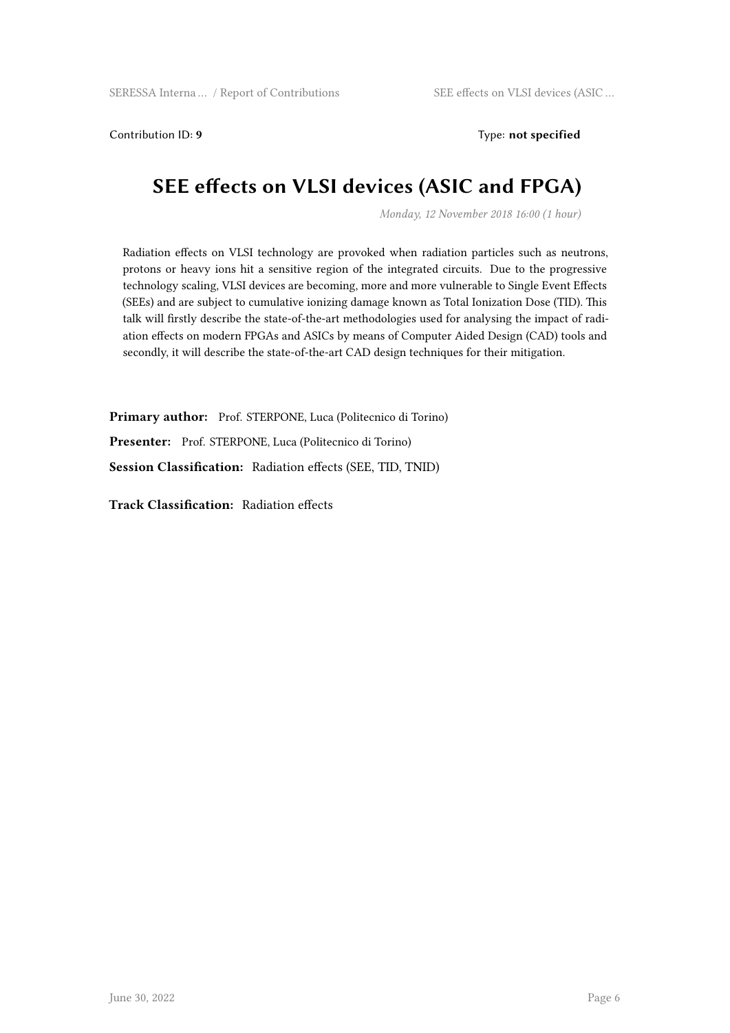Contribution ID: **9** Type: **not specified**

# SEE effects on VLSI devices (ASIC and FPGA)

*Monday, 12 November 2018 16:00 (1 hour)*

Radiation effects on VLSI technology are provoked when radiation particles such as neutrons, protons or heavy ions hit a sensitive region of the integrated circuits. Due to the progressive technology scaling, VLSI devices are becoming, more and more vulnerable to Single Event Effects (SEEs) and are subject to cumulative ionizing damage known as Total Ionization Dose (TID). This talk will firstly describe the state-of-the-art methodologies used for analysing the impact of radiation effects on modern FPGAs and ASICs by means of Computer Aided Design (CAD) tools and secondly, it will describe the state-of-the-art CAD design techniques for their mitigation.

**Primary author:** Prof. STERPONE, Luca (Politecnico di Torino)

**Presenter:** Prof. STERPONE, Luca (Politecnico di Torino)

**Session Classification:** Radiation effects (SEE, TID, TNID)

**Track Classification:** Radiation effects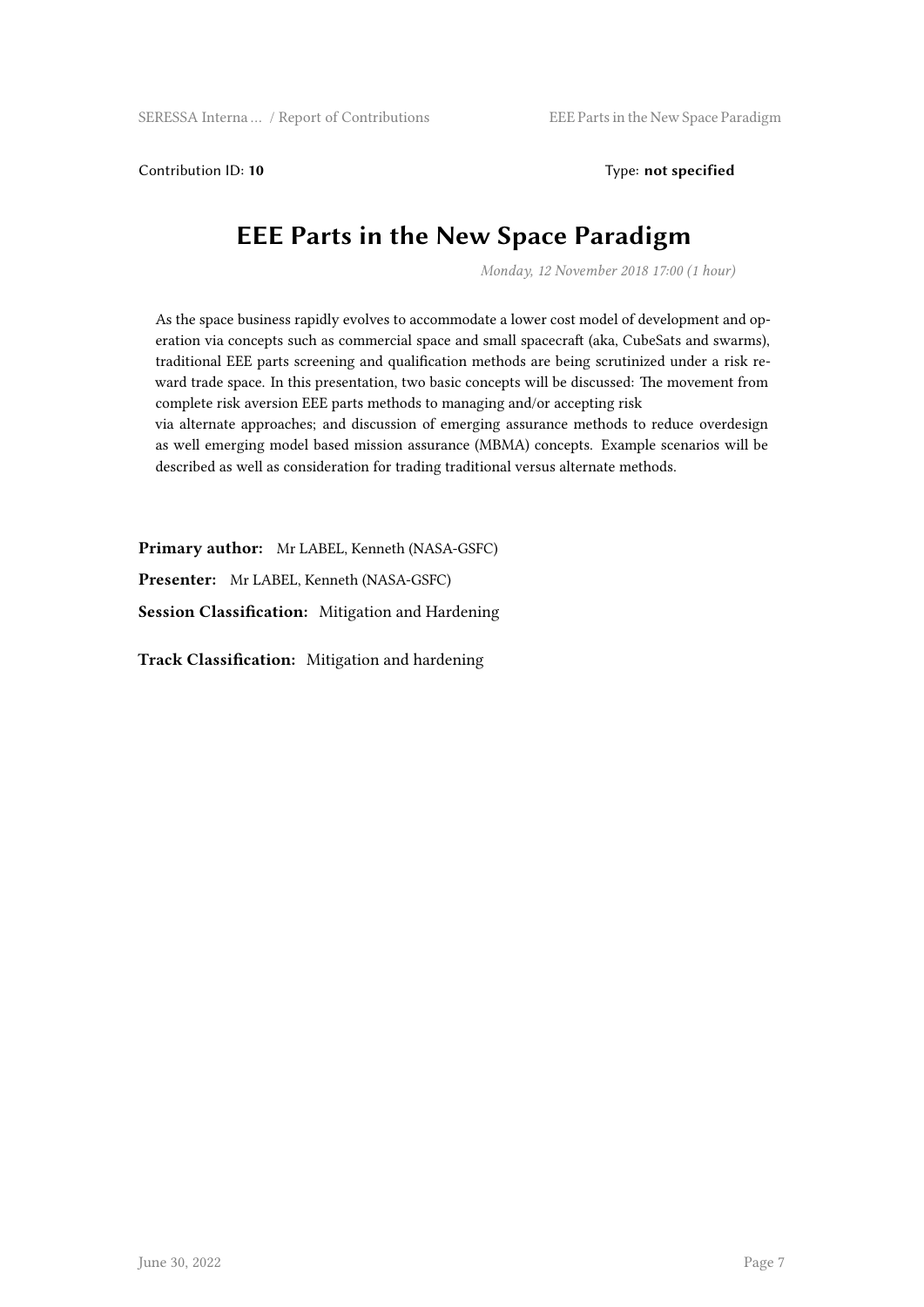Contribution ID: **10**  Type: **not specified**

# EEE Parts in the New Space Paradigm

*Monday, 12 November 2018 17:00 (1 hour)*

As the space business rapidly evolves to accommodate a lower cost model of development and operation via concepts such as commercial space and small spacecraft (aka, CubeSats and swarms), traditional EEE parts screening and qualification methods are being scrutinized under a risk reward trade space. In this presentation, two basic concepts will be discussed: The movement from complete risk aversion EEE parts methods to managing and/or accepting risk
via alternate approaches; and discussion of emerging assurance methods to reduce overdesign as well emerging model based mission assurance (MBMA) concepts. Example scenarios will be described as well as consideration for trading traditional versus alternate methods.

**Primary author:** Mr LABEL, Kenneth (NASA-GSFC)

**Presenter:** Mr LABEL, Kenneth (NASA-GSFC)

**Session Classification:** Mitigation and Hardening

**Track Classification:** Mitigation and hardening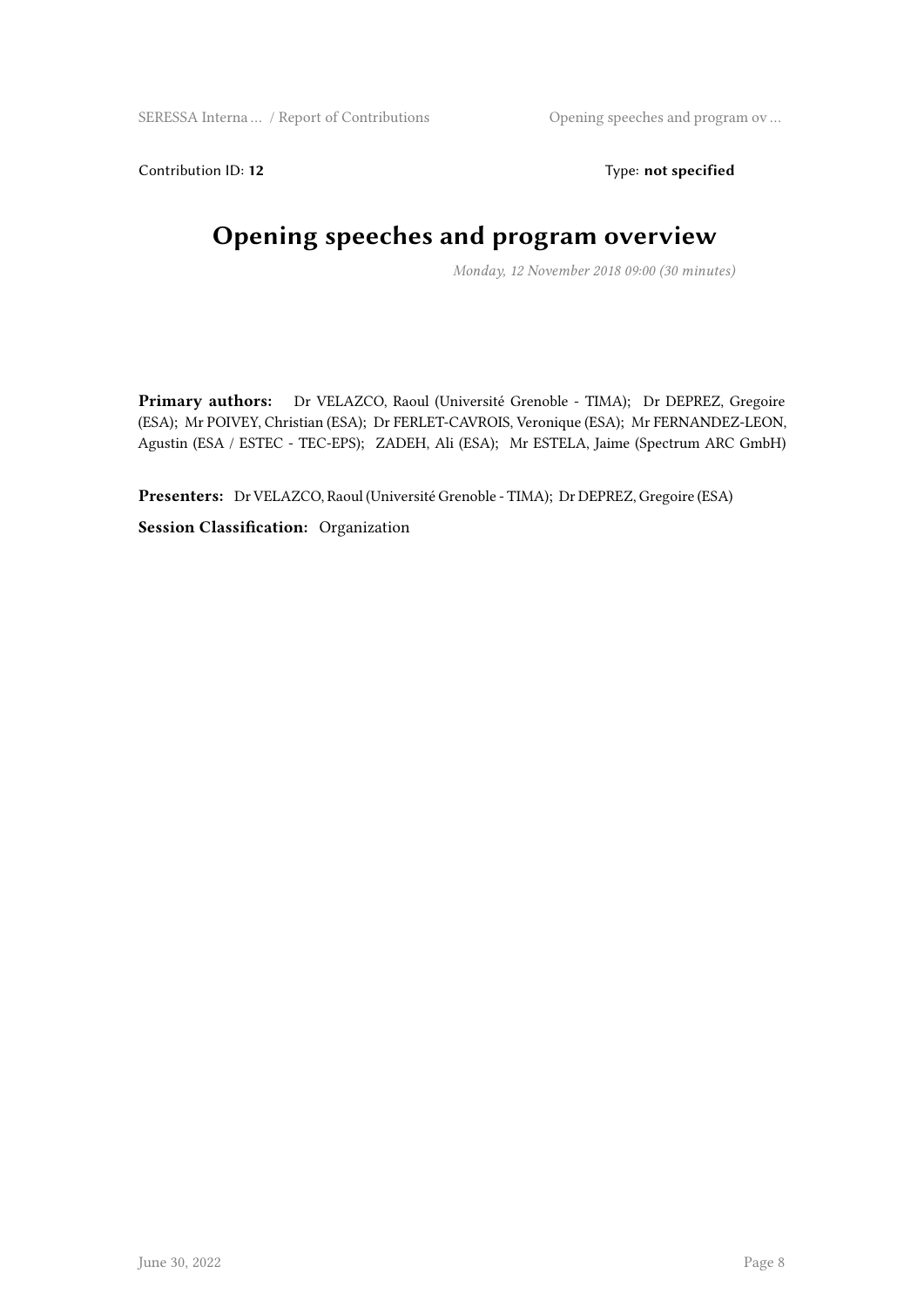Contribution ID: **12**

Type: **not specified**

# Opening speeches and program overview

*Monday, 12 November 2018 09:00 (30 minutes)*

**Primary authors:** Dr VELAZCO, Raoul (Université Grenoble - TIMA); Dr DEPREZ, Gregoire (ESA); Mr POIVEY, Christian (ESA); Dr FERLET-CAVROIS, Veronique (ESA); Mr FERNANDEZ-LEON, Agustin (ESA / ESTEC - TEC-EPS); ZADEH, Ali (ESA); Mr ESTELA, Jaime (Spectrum ARC GmbH)

**Presenters:** Dr VELAZCO, Raoul (Université Grenoble - TIMA); Dr DEPREZ, Gregoire (ESA)

**Session Classification:** Organization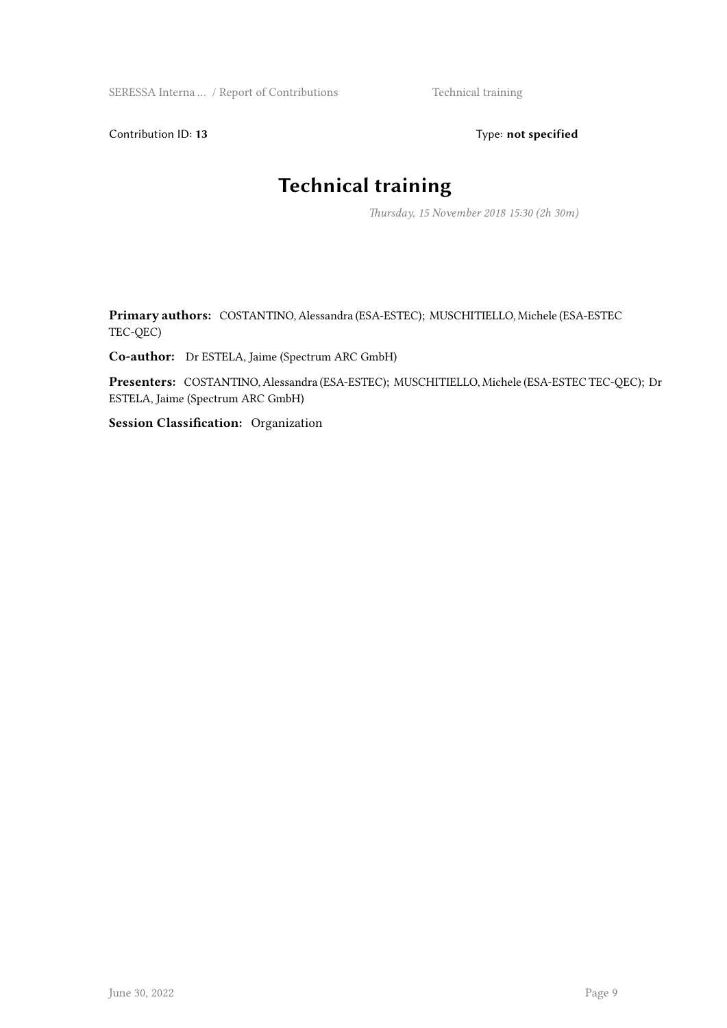Contribution ID: **13** Type: **not specified**

# Technical training

*Thursday, 15 November 2018 15:30 (2h 30m)*

**Primary authors:** COSTANTINO, Alessandra (ESA-ESTEC); MUSCHITIELLO, Michele (ESA-ESTEC TEC-QEC)

**Co-author:** Dr ESTELA, Jaime (Spectrum ARC GmbH)

**Presenters:** COSTANTINO, Alessandra (ESA-ESTEC); MUSCHITIELLO, Michele (ESA-ESTEC TEC-QEC); Dr ESTELA, Jaime (Spectrum ARC GmbH)

**Session Classification:** Organization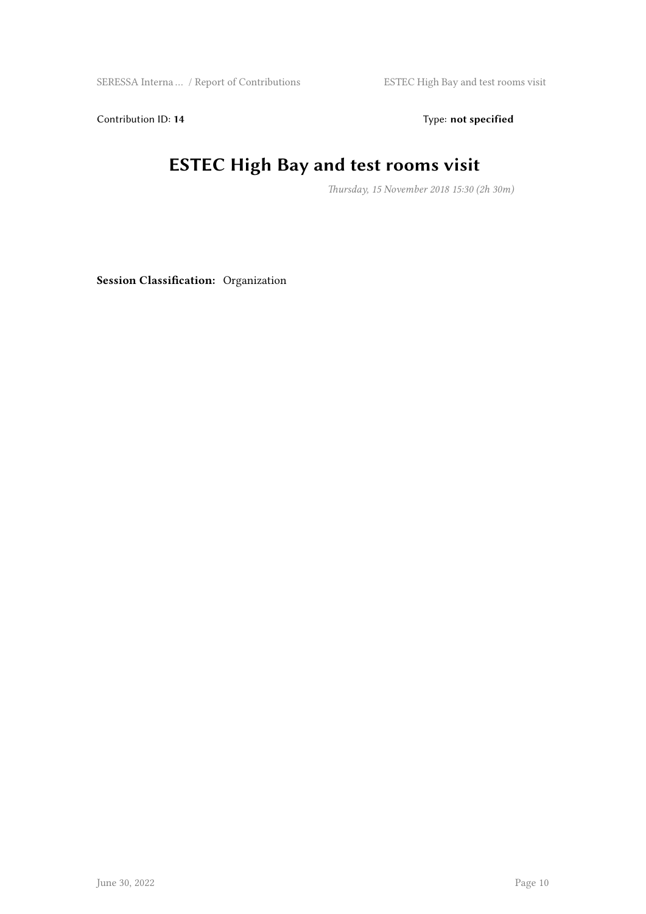Contribution ID: **14** Type: **not specified**

# ESTEC High Bay and test rooms visit

*Thursday, 15 November 2018 15:30 (2h 30m)*

**Session Classification:** Organization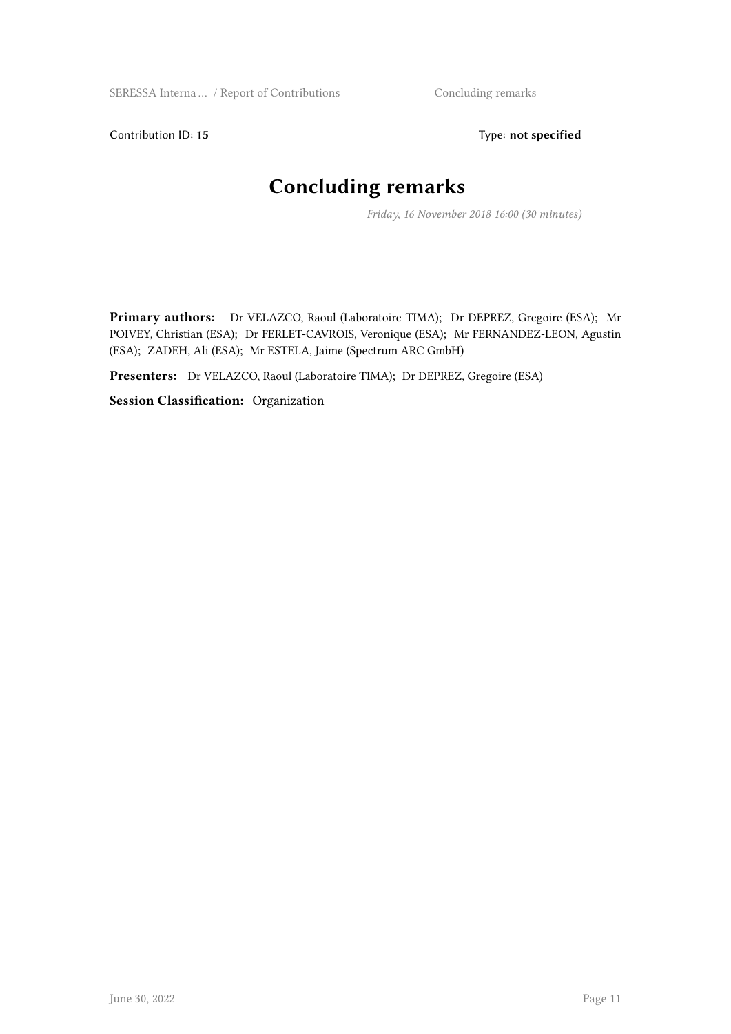Contribution ID: **15** Type: **not specified**

# Concluding remarks

*Friday, 16 November 2018 16:00 (30 minutes)*

**Primary authors:** Dr VELAZCO, Raoul (Laboratoire TIMA); Dr DEPREZ, Gregoire (ESA); Mr POIVEY, Christian (ESA); Dr FERLET-CAVROIS, Veronique (ESA); Mr FERNANDEZ-LEON, Agustin (ESA); ZADEH, Ali (ESA); Mr ESTELA, Jaime (Spectrum ARC GmbH)

**Presenters:** Dr VELAZCO, Raoul (Laboratoire TIMA); Dr DEPREZ, Gregoire (ESA)

**Session Classification:** Organization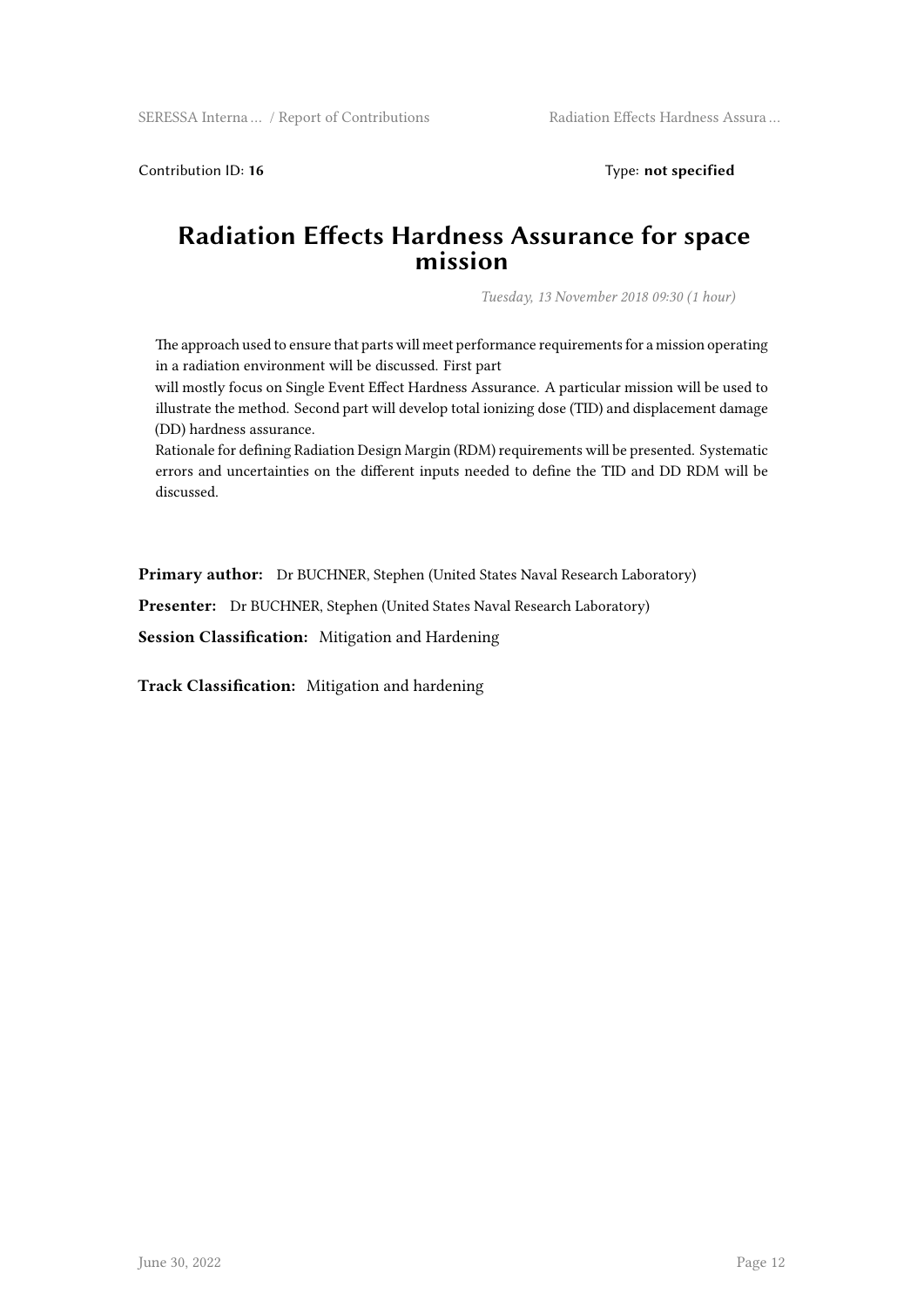Contribution ID: **16**

Type: **not specified**

# Radiation Effects Hardness Assurance for space mission

*Tuesday, 13 November 2018 09:30 (1 hour)*

The approach used to ensure that parts will meet performance requirements for a mission operating in a radiation environment will be discussed. First part
will mostly focus on Single Event Effect Hardness Assurance. A particular mission will be used to illustrate the method. Second part will develop total ionizing dose (TID) and displacement damage (DD) hardness assurance.
Rationale for defining Radiation Design Margin (RDM) requirements will be presented. Systematic errors and uncertainties on the different inputs needed to define the TID and DD RDM will be discussed.

**Primary author:** Dr BUCHNER, Stephen (United States Naval Research Laboratory)

**Presenter:** Dr BUCHNER, Stephen (United States Naval Research Laboratory)

**Session Classification:** Mitigation and Hardening

**Track Classification:** Mitigation and hardening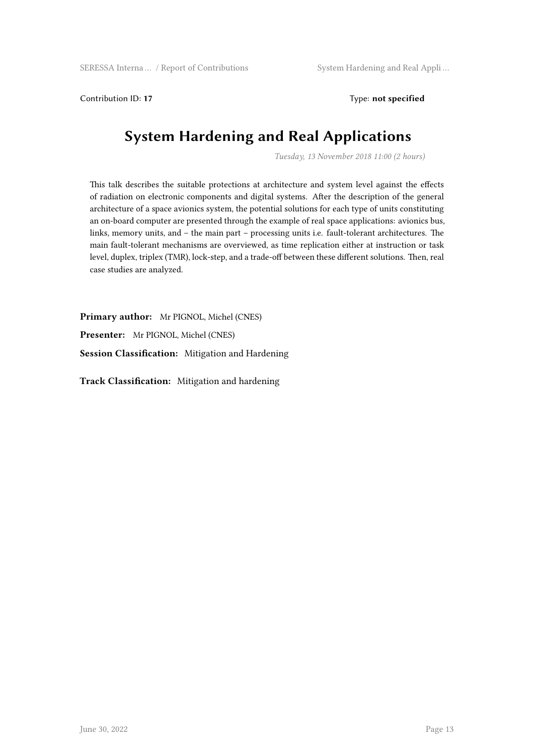Contribution ID: **17**

Type: **not specified**

# System Hardening and Real Applications

*Tuesday, 13 November 2018 11:00 (2 hours)*

This talk describes the suitable protections at architecture and system level against the effects of radiation on electronic components and digital systems. After the description of the general architecture of a space avionics system, the potential solutions for each type of units constituting an on-board computer are presented through the example of real space applications: avionics bus, links, memory units, and – the main part – processing units i.e. fault-tolerant architectures. The main fault-tolerant mechanisms are overviewed, as time replication either at instruction or task level, duplex, triplex (TMR), lock-step, and a trade-off between these different solutions. Then, real case studies are analyzed.

**Primary author:** Mr PIGNOL, Michel (CNES)

**Presenter:** Mr PIGNOL, Michel (CNES)

**Session Classification:** Mitigation and Hardening

**Track Classification:** Mitigation and hardening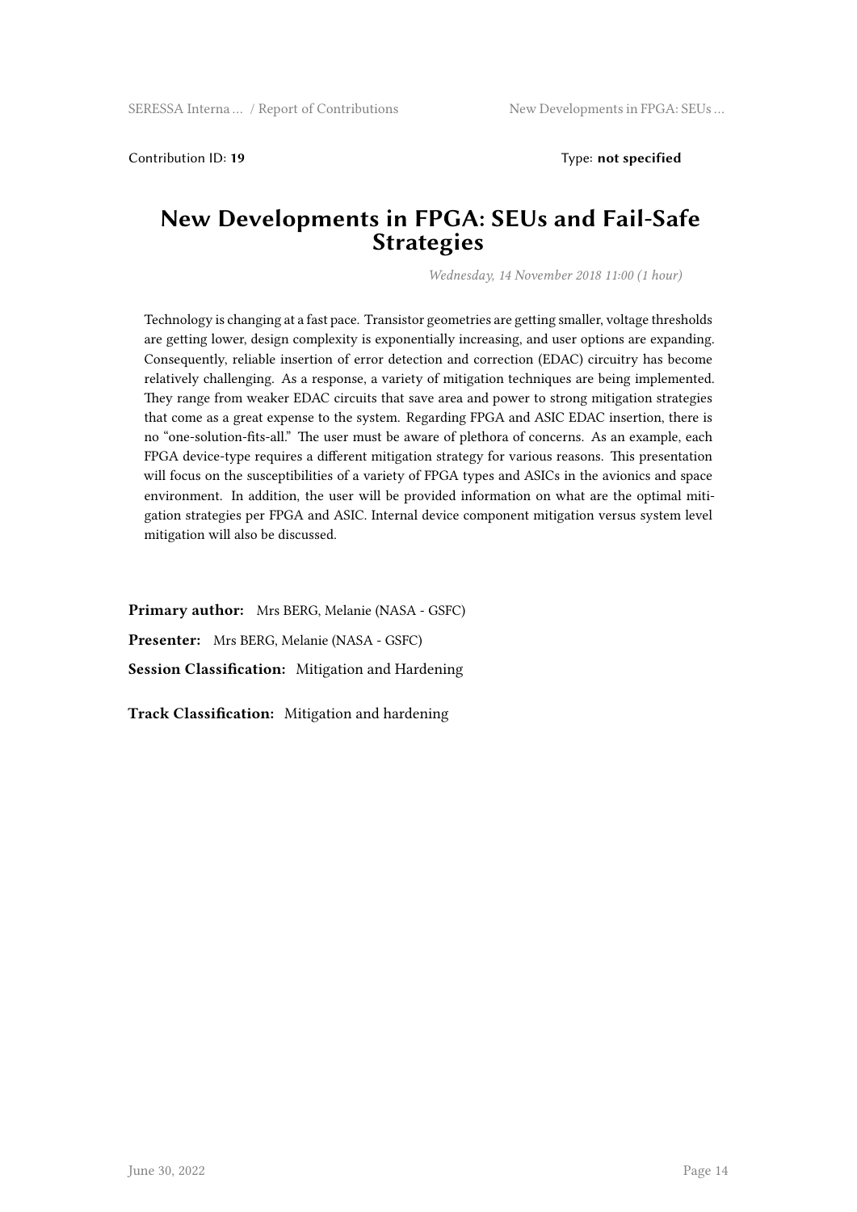Contribution ID: **19** Type: **not specified**

# New Developments in FPGA: SEUs and Fail-Safe Strategies

*Wednesday, 14 November 2018 11:00 (1 hour)*

Technology is changing at a fast pace. Transistor geometries are getting smaller, voltage thresholds are getting lower, design complexity is exponentially increasing, and user options are expanding. Consequently, reliable insertion of error detection and correction (EDAC) circuitry has become relatively challenging. As a response, a variety of mitigation techniques are being implemented. They range from weaker EDAC circuits that save area and power to strong mitigation strategies that come as a great expense to the system. Regarding FPGA and ASIC EDAC insertion, there is no "one-solution-fits-all." The user must be aware of plethora of concerns. As an example, each FPGA device-type requires a different mitigation strategy for various reasons. This presentation will focus on the susceptibilities of a variety of FPGA types and ASICs in the avionics and space environment. In addition, the user will be provided information on what are the optimal mitigation strategies per FPGA and ASIC. Internal device component mitigation versus system level mitigation will also be discussed.

**Primary author:** Mrs BERG, Melanie (NASA - GSFC)

**Presenter:** Mrs BERG, Melanie (NASA - GSFC)

**Session Classification:** Mitigation and Hardening

**Track Classification:** Mitigation and hardening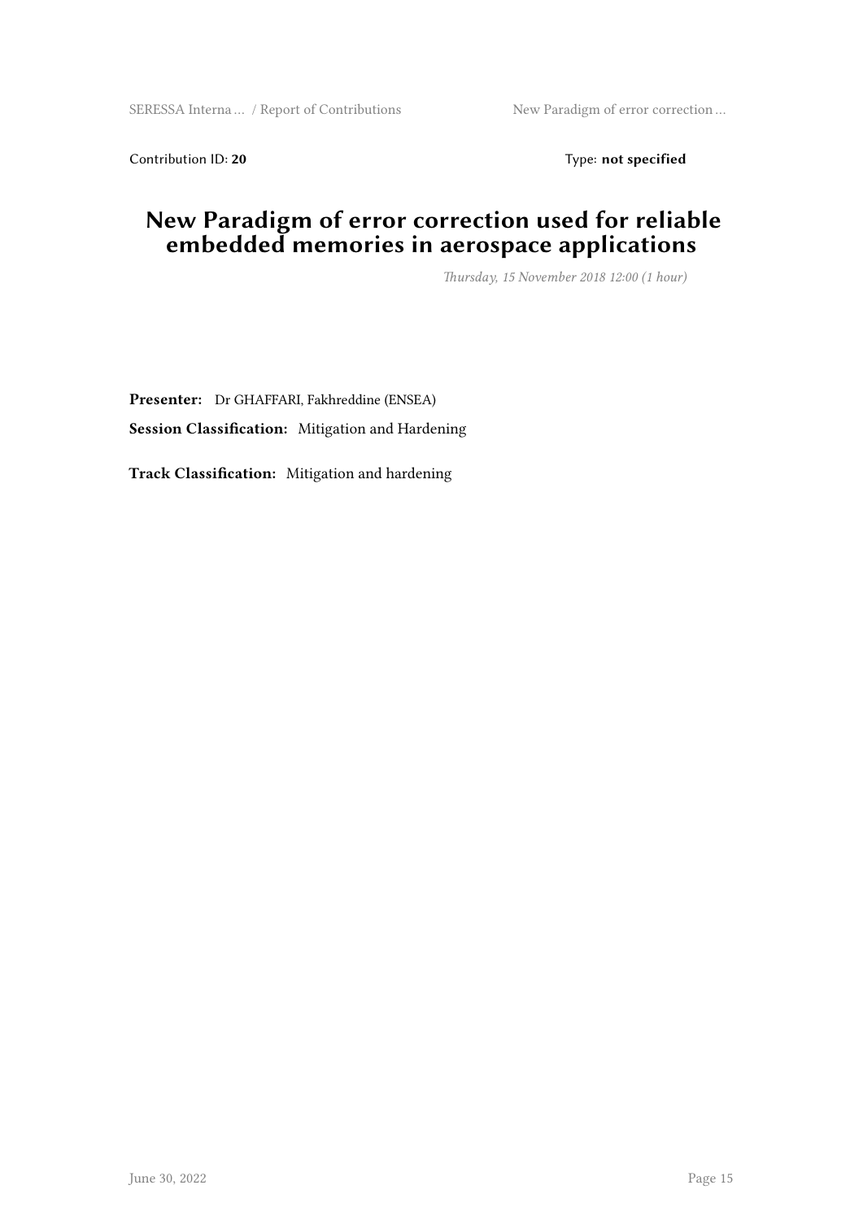Contribution ID: **20** Type: **not specified**

# New Paradigm of error correction used for reliable embedded memories in aerospace applications

*Thursday, 15 November 2018 12:00 (1 hour)*

**Presenter:** Dr GHAFFARI, Fakhreddine (ENSEA)

**Session Classification:** Mitigation and Hardening

**Track Classification:** Mitigation and hardening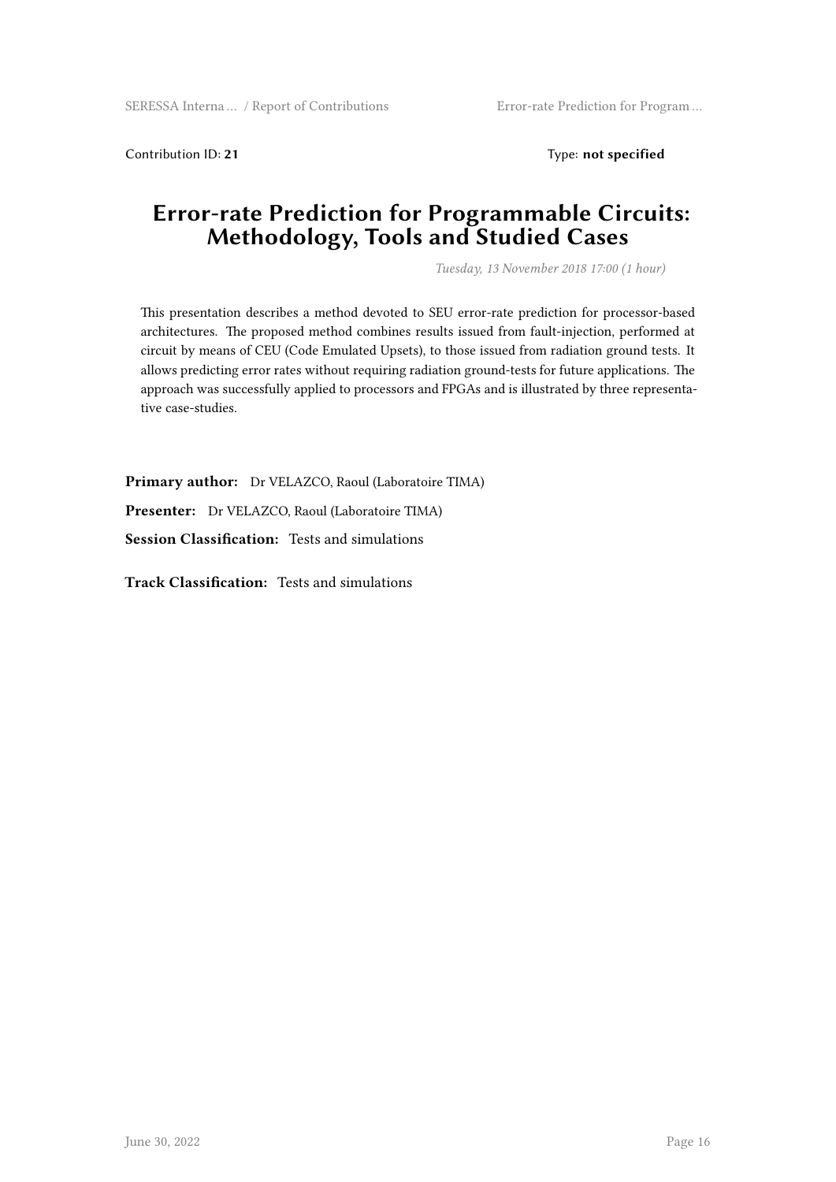Contribution ID: **21** Type: **not specified**

# Error-rate Prediction for Programmable Circuits: Methodology, Tools and Studied Cases

*Tuesday, 13 November 2018 17:00 (1 hour)*

This presentation describes a method devoted to SEU error-rate prediction for processor-based architectures. The proposed method combines results issued from fault-injection, performed at circuit by means of CEU (Code Emulated Upsets), to those issued from radiation ground tests. It allows predicting error rates without requiring radiation ground-tests for future applications. The approach was successfully applied to processors and FPGAs and is illustrated by three representative case-studies.

**Primary author:** Dr VELAZCO, Raoul (Laboratoire TIMA)

**Presenter:** Dr VELAZCO, Raoul (Laboratoire TIMA)

**Session Classification:** Tests and simulations

**Track Classification:** Tests and simulations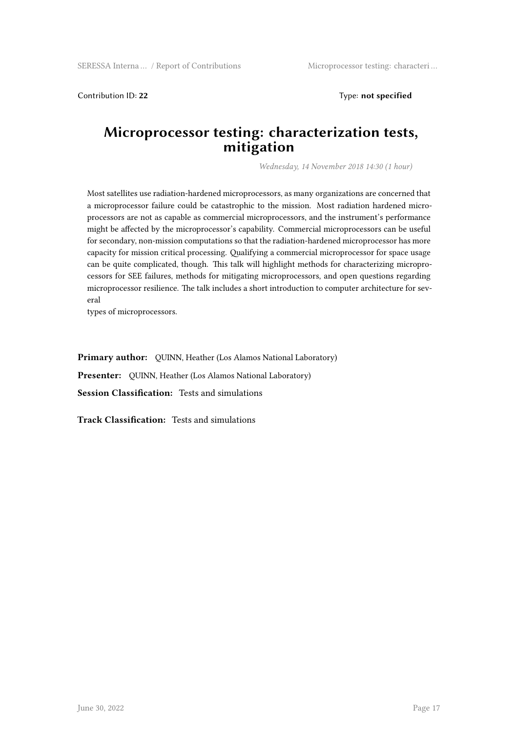Contribution ID: **22**　　　　　　　　　　　　　　　　　　　　Type: **not specified**

# Microprocessor testing: characterization tests, mitigation

*Wednesday, 14 November 2018 14:30 (1 hour)*

Most satellites use radiation-hardened microprocessors, as many organizations are concerned that a microprocessor failure could be catastrophic to the mission. Most radiation hardened microprocessors are not as capable as commercial microprocessors, and the instrument's performance might be affected by the microprocessor's capability. Commercial microprocessors can be useful for secondary, non-mission computations so that the radiation-hardened microprocessor has more capacity for mission critical processing. Qualifying a commercial microprocessor for space usage can be quite complicated, though. This talk will highlight methods for characterizing microprocessors for SEE failures, methods for mitigating microprocessors, and open questions regarding microprocessor resilience. The talk includes a short introduction to computer architecture for several
types of microprocessors.

**Primary author:** QUINN, Heather (Los Alamos National Laboratory)

**Presenter:** QUINN, Heather (Los Alamos National Laboratory)

**Session Classification:** Tests and simulations

**Track Classification:** Tests and simulations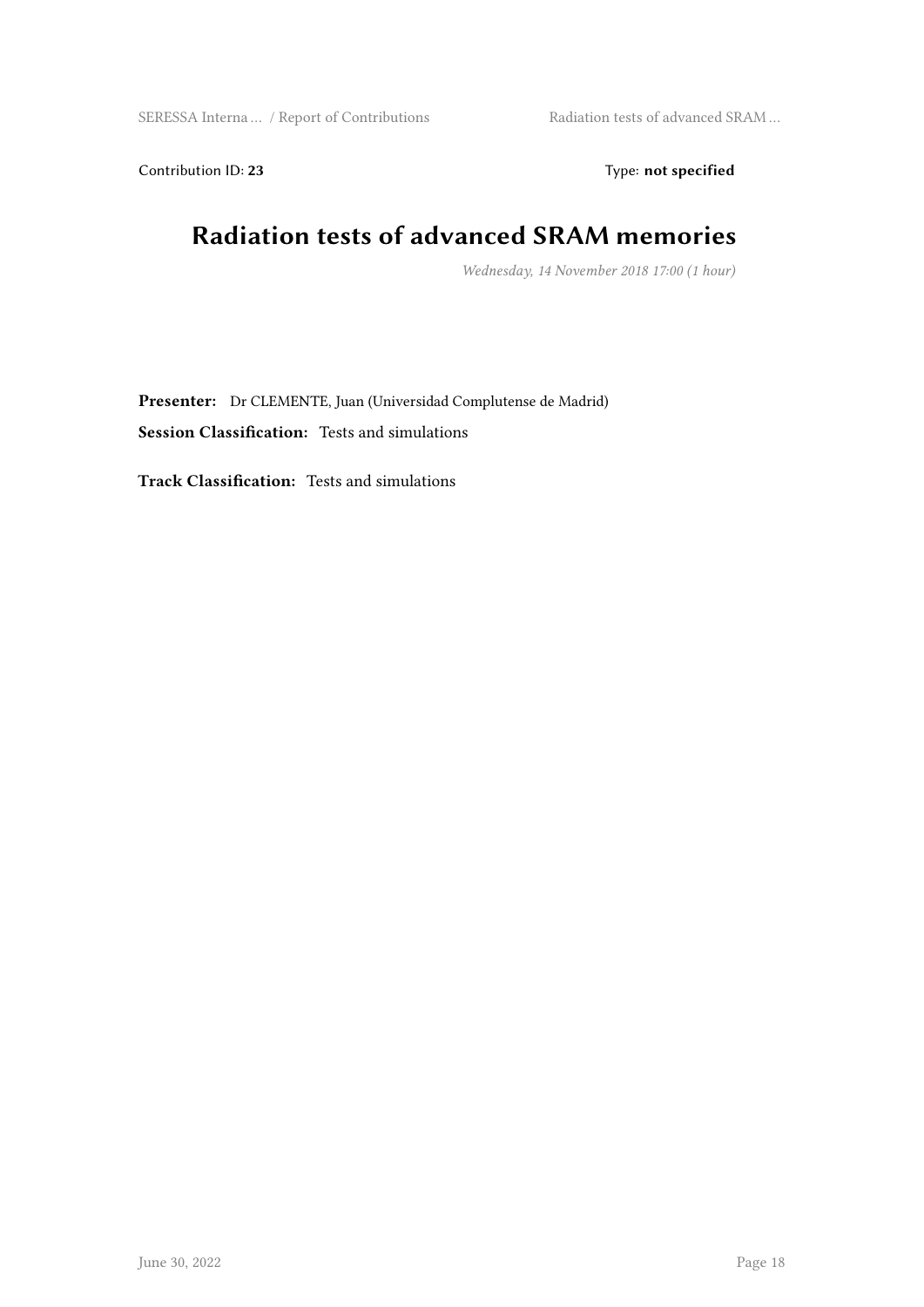Contribution ID: **23** Type: **not specified**

# Radiation tests of advanced SRAM memories

*Wednesday, 14 November 2018 17:00 (1 hour)*

**Presenter:** Dr CLEMENTE, Juan (Universidad Complutense de Madrid)

**Session Classification:** Tests and simulations

**Track Classification:** Tests and simulations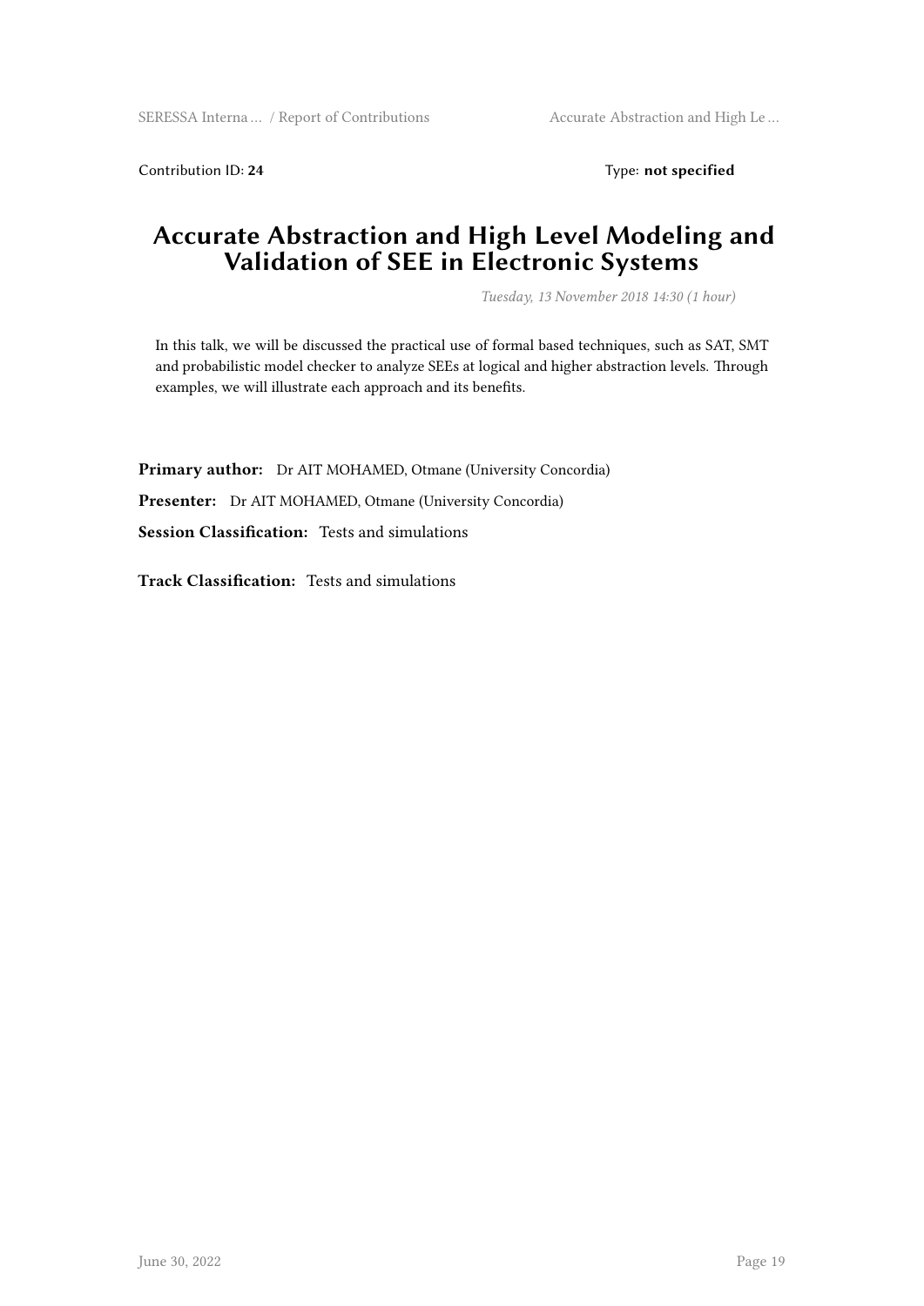Contribution ID: **24** Type: **not specified**

# Accurate Abstraction and High Level Modeling and Validation of SEE in Electronic Systems

*Tuesday, 13 November 2018 14:30 (1 hour)*

In this talk, we will be discussed the practical use of formal based techniques, such as SAT, SMT and probabilistic model checker to analyze SEEs at logical and higher abstraction levels. Through examples, we will illustrate each approach and its benefits.

**Primary author:** Dr AIT MOHAMED, Otmane (University Concordia)

**Presenter:** Dr AIT MOHAMED, Otmane (University Concordia)

**Session Classification:** Tests and simulations

**Track Classification:** Tests and simulations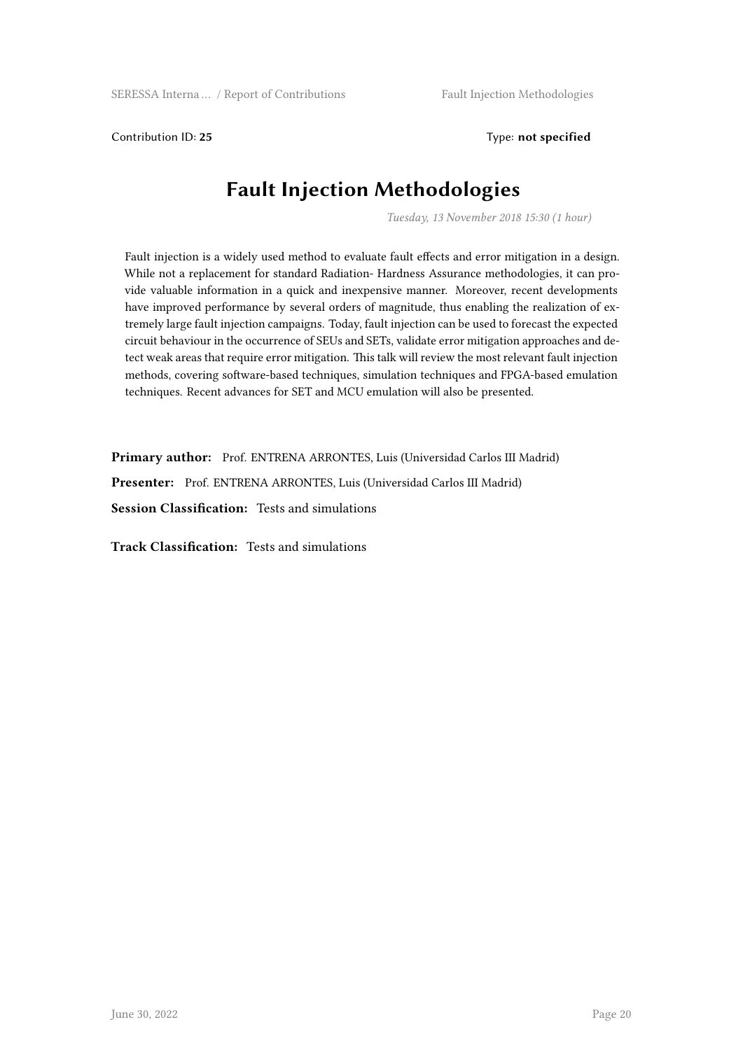Contribution ID: **25** Type: **not specified**

# Fault Injection Methodologies

*Tuesday, 13 November 2018 15:30 (1 hour)*

Fault injection is a widely used method to evaluate fault effects and error mitigation in a design. While not a replacement for standard Radiation- Hardness Assurance methodologies, it can provide valuable information in a quick and inexpensive manner. Moreover, recent developments have improved performance by several orders of magnitude, thus enabling the realization of extremely large fault injection campaigns. Today, fault injection can be used to forecast the expected circuit behaviour in the occurrence of SEUs and SETs, validate error mitigation approaches and detect weak areas that require error mitigation. This talk will review the most relevant fault injection methods, covering software-based techniques, simulation techniques and FPGA-based emulation techniques. Recent advances for SET and MCU emulation will also be presented.

**Primary author:** Prof. ENTRENA ARRONTES, Luis (Universidad Carlos III Madrid)

**Presenter:** Prof. ENTRENA ARRONTES, Luis (Universidad Carlos III Madrid)

**Session Classification:** Tests and simulations

**Track Classification:** Tests and simulations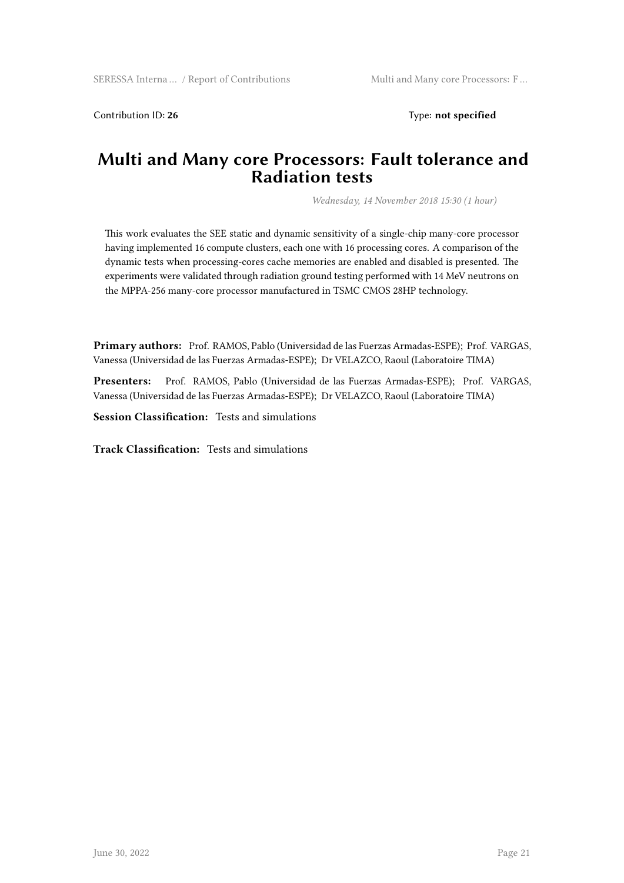Contribution ID: **26** Type: **not specified**

# Multi and Many core Processors: Fault tolerance and Radiation tests

*Wednesday, 14 November 2018 15:30 (1 hour)*

This work evaluates the SEE static and dynamic sensitivity of a single-chip many-core processor having implemented 16 compute clusters, each one with 16 processing cores. A comparison of the dynamic tests when processing-cores cache memories are enabled and disabled is presented. The experiments were validated through radiation ground testing performed with 14 MeV neutrons on the MPPA-256 many-core processor manufactured in TSMC CMOS 28HP technology.

**Primary authors:** Prof. RAMOS, Pablo (Universidad de las Fuerzas Armadas-ESPE); Prof. VARGAS, Vanessa (Universidad de las Fuerzas Armadas-ESPE); Dr VELAZCO, Raoul (Laboratoire TIMA)

**Presenters:** Prof. RAMOS, Pablo (Universidad de las Fuerzas Armadas-ESPE); Prof. VARGAS, Vanessa (Universidad de las Fuerzas Armadas-ESPE); Dr VELAZCO, Raoul (Laboratoire TIMA)

**Session Classification:** Tests and simulations

**Track Classification:** Tests and simulations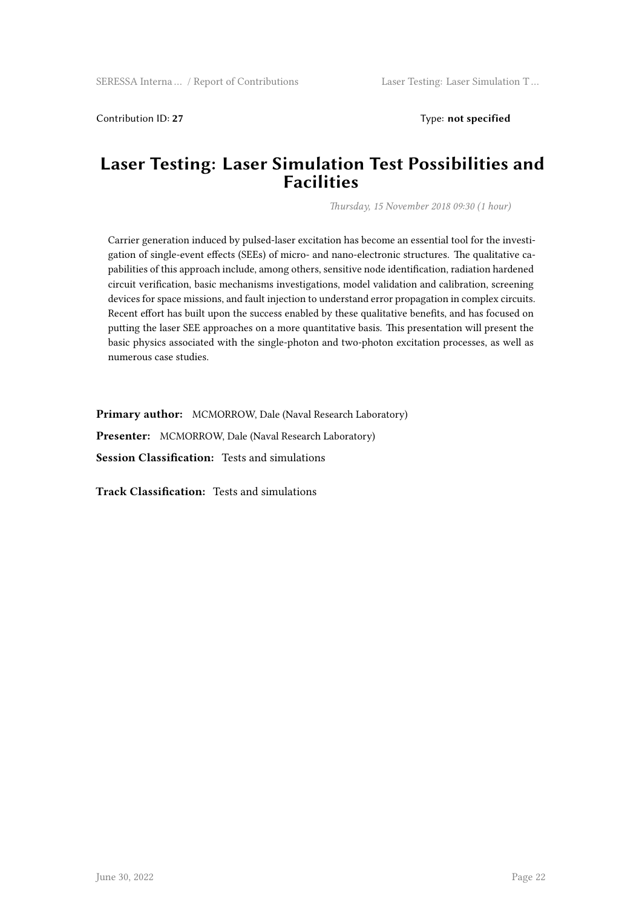Contribution ID: **27** Type: **not specified**

# Laser Testing: Laser Simulation Test Possibilities and Facilities

*Thursday, 15 November 2018 09:30 (1 hour)*

Carrier generation induced by pulsed-laser excitation has become an essential tool for the investigation of single-event effects (SEEs) of micro- and nano-electronic structures. The qualitative capabilities of this approach include, among others, sensitive node identification, radiation hardened circuit verification, basic mechanisms investigations, model validation and calibration, screening devices for space missions, and fault injection to understand error propagation in complex circuits. Recent effort has built upon the success enabled by these qualitative benefits, and has focused on putting the laser SEE approaches on a more quantitative basis. This presentation will present the basic physics associated with the single-photon and two-photon excitation processes, as well as numerous case studies.

**Primary author:** MCMORROW, Dale (Naval Research Laboratory)

**Presenter:** MCMORROW, Dale (Naval Research Laboratory)

**Session Classification:** Tests and simulations

**Track Classification:** Tests and simulations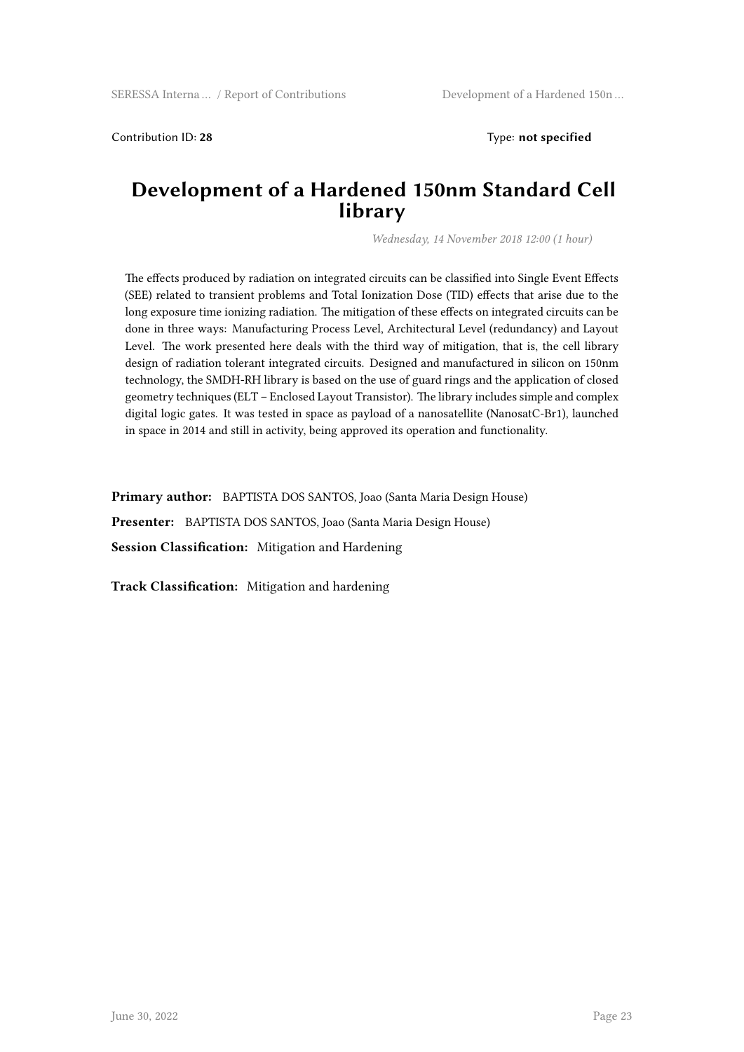Contribution ID: **28** Type: **not specified**

# Development of a Hardened 150nm Standard Cell library

*Wednesday, 14 November 2018 12:00 (1 hour)*

The effects produced by radiation on integrated circuits can be classified into Single Event Effects (SEE) related to transient problems and Total Ionization Dose (TID) effects that arise due to the long exposure time ionizing radiation. The mitigation of these effects on integrated circuits can be done in three ways: Manufacturing Process Level, Architectural Level (redundancy) and Layout Level. The work presented here deals with the third way of mitigation, that is, the cell library design of radiation tolerant integrated circuits. Designed and manufactured in silicon on 150nm technology, the SMDH-RH library is based on the use of guard rings and the application of closed geometry techniques (ELT – Enclosed Layout Transistor). The library includes simple and complex digital logic gates. It was tested in space as payload of a nanosatellite (NanosatC-Br1), launched in space in 2014 and still in activity, being approved its operation and functionality.

**Primary author:** BAPTISTA DOS SANTOS, Joao (Santa Maria Design House)

**Presenter:** BAPTISTA DOS SANTOS, Joao (Santa Maria Design House)

**Session Classification:** Mitigation and Hardening

**Track Classification:** Mitigation and hardening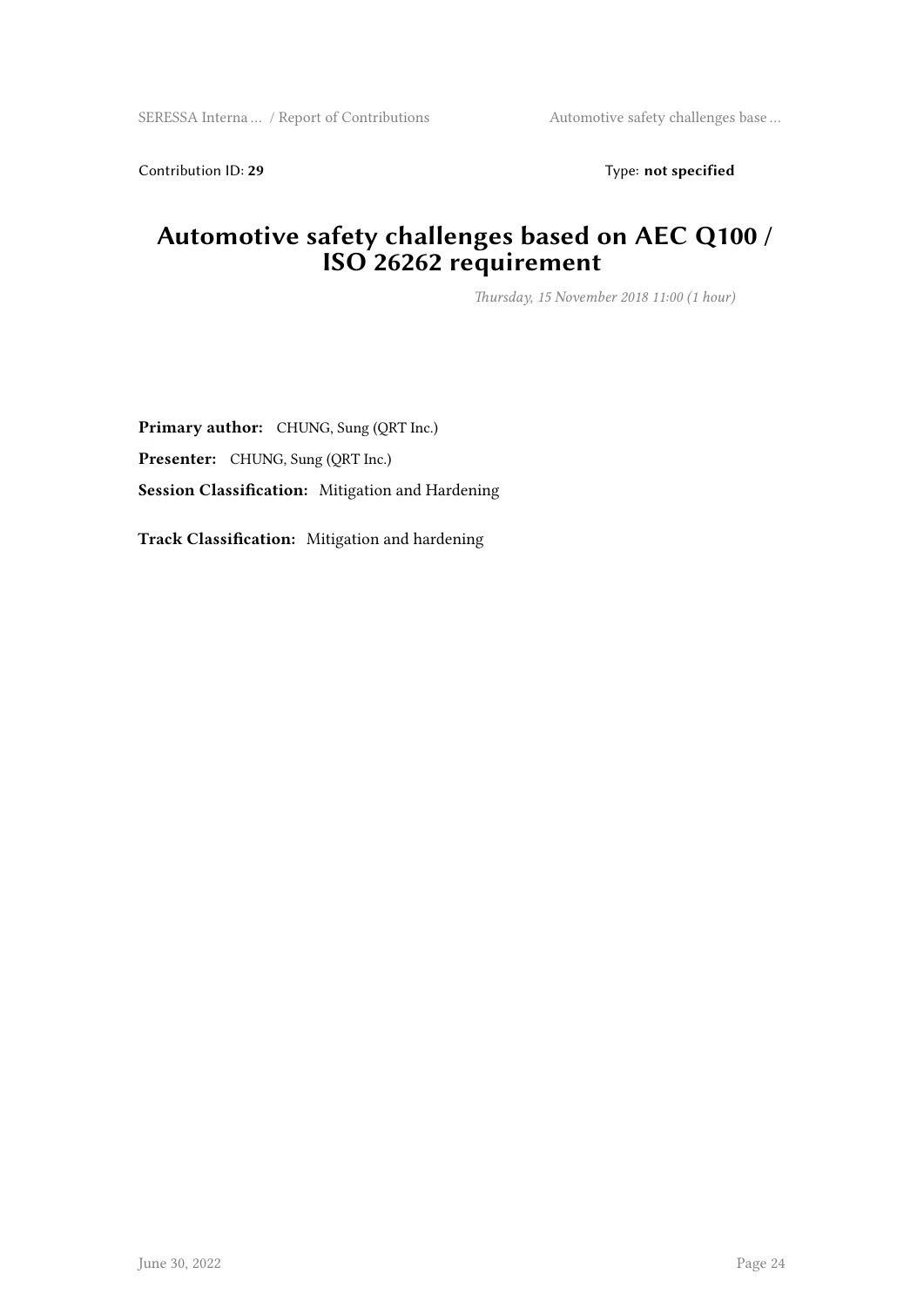Contribution ID: **29** Type: **not specified**

# Automotive safety challenges based on AEC Q100 / ISO 26262 requirement

*Thursday, 15 November 2018 11:00 (1 hour)*

**Primary author:** CHUNG, Sung (QRT Inc.)

**Presenter:** CHUNG, Sung (QRT Inc.)

**Session Classification:** Mitigation and Hardening

**Track Classification:** Mitigation and hardening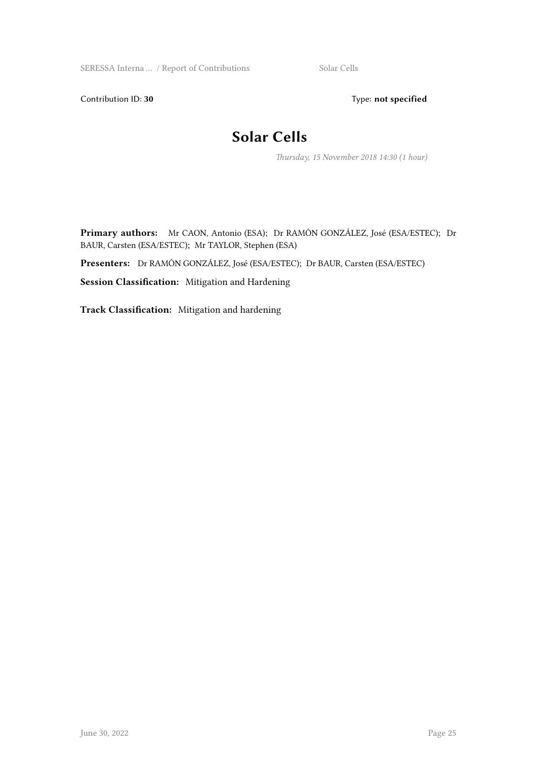Contribution ID: **30** Type: **not specified**

# Solar Cells

*Thursday, 15 November 2018 14:30 (1 hour)*

**Primary authors:** Mr CAON, Antonio (ESA); Dr RAMÓN GONZÁLEZ, José (ESA/ESTEC); Dr BAUR, Carsten (ESA/ESTEC); Mr TAYLOR, Stephen (ESA)

**Presenters:** Dr RAMÓN GONZÁLEZ, José (ESA/ESTEC); Dr BAUR, Carsten (ESA/ESTEC)

**Session Classification:** Mitigation and Hardening

**Track Classification:** Mitigation and hardening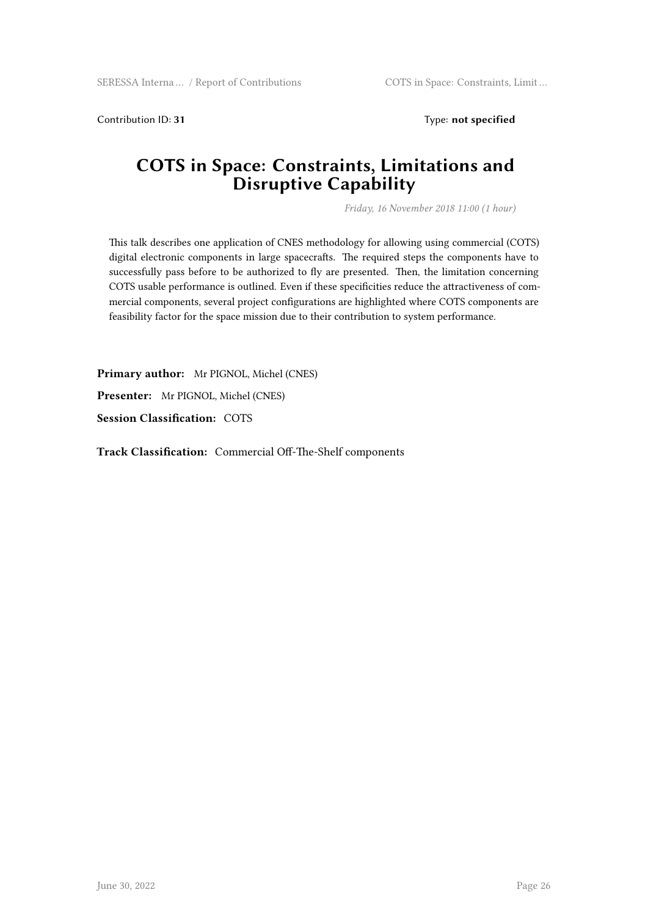Contribution ID: **31** Type: **not specified**

# COTS in Space: Constraints, Limitations and Disruptive Capability

*Friday, 16 November 2018 11:00 (1 hour)*

This talk describes one application of CNES methodology for allowing using commercial (COTS) digital electronic components in large spacecrafts. The required steps the components have to successfully pass before to be authorized to fly are presented. Then, the limitation concerning COTS usable performance is outlined. Even if these specificities reduce the attractiveness of commercial components, several project configurations are highlighted where COTS components are feasibility factor for the space mission due to their contribution to system performance.

**Primary author:** Mr PIGNOL, Michel (CNES)

**Presenter:** Mr PIGNOL, Michel (CNES)

**Session Classification:** COTS

**Track Classification:** Commercial Off-The-Shelf components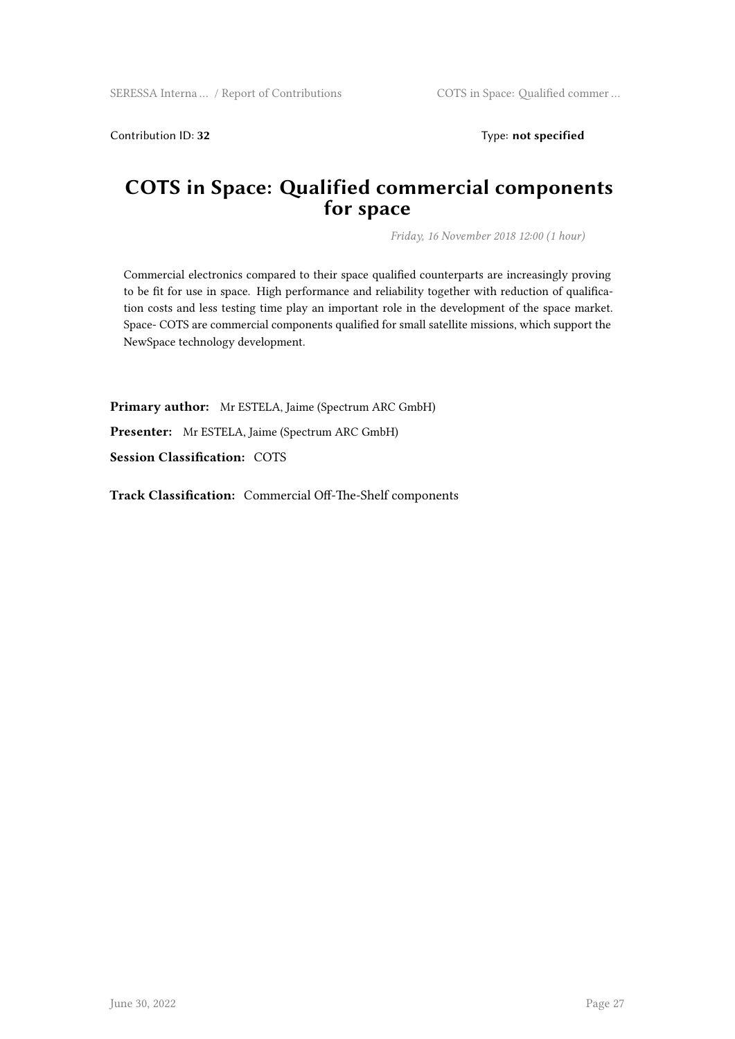Contribution ID: **32** Type: **not specified**

# COTS in Space: Qualified commercial components for space

*Friday, 16 November 2018 12:00 (1 hour)*

Commercial electronics compared to their space qualified counterparts are increasingly proving to be fit for use in space. High performance and reliability together with reduction of qualification costs and less testing time play an important role in the development of the space market. Space- COTS are commercial components qualified for small satellite missions, which support the NewSpace technology development.

**Primary author:** Mr ESTELA, Jaime (Spectrum ARC GmbH)

**Presenter:** Mr ESTELA, Jaime (Spectrum ARC GmbH)

**Session Classification:** COTS

**Track Classification:** Commercial Off-The-Shelf components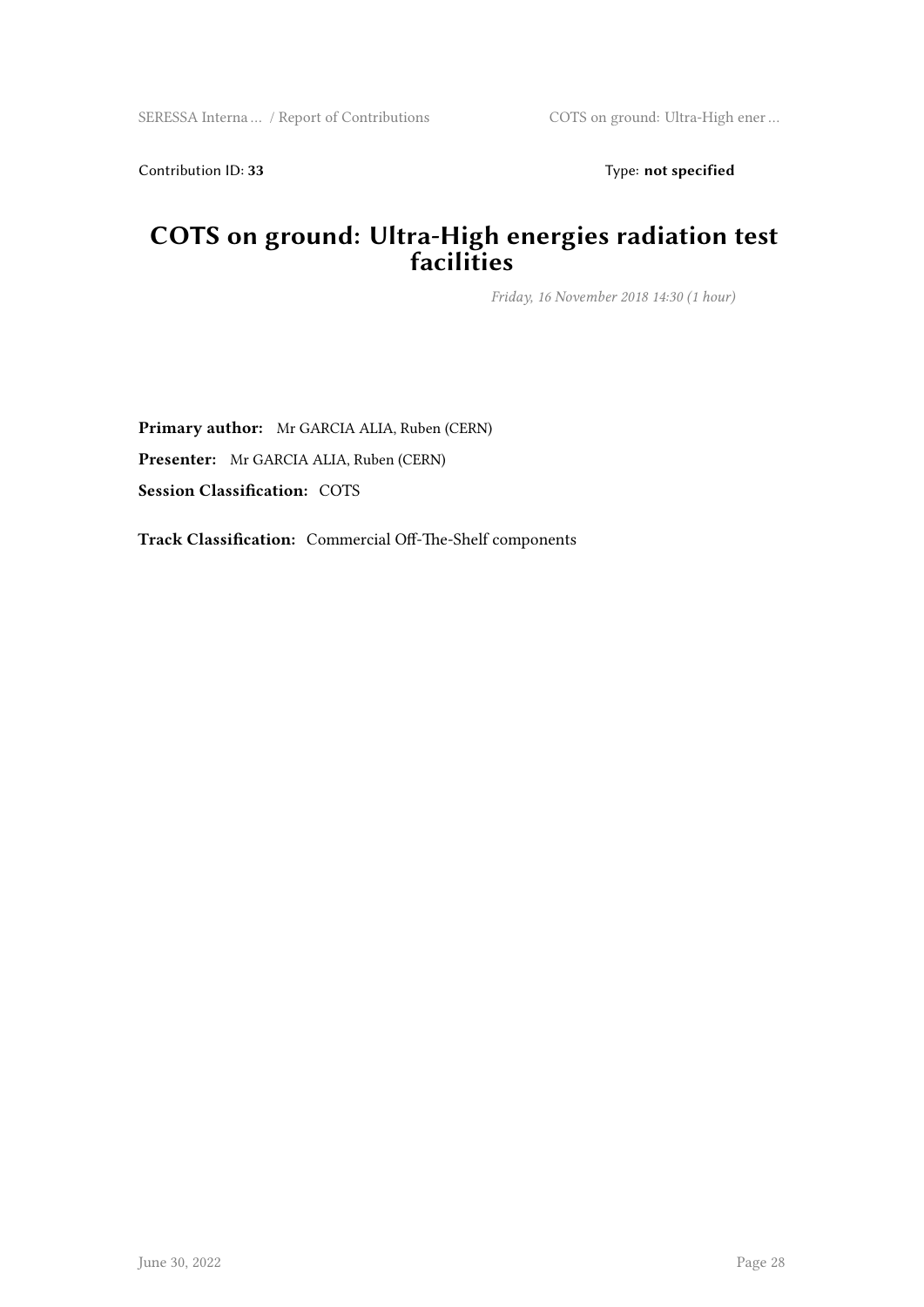Contribution ID: **33** Type: **not specified**

# COTS on ground: Ultra-High energies radiation test facilities

*Friday, 16 November 2018 14:30 (1 hour)*

**Primary author:** Mr GARCIA ALIA, Ruben (CERN)

**Presenter:** Mr GARCIA ALIA, Ruben (CERN)

**Session Classification:** COTS

**Track Classification:** Commercial Off-The-Shelf components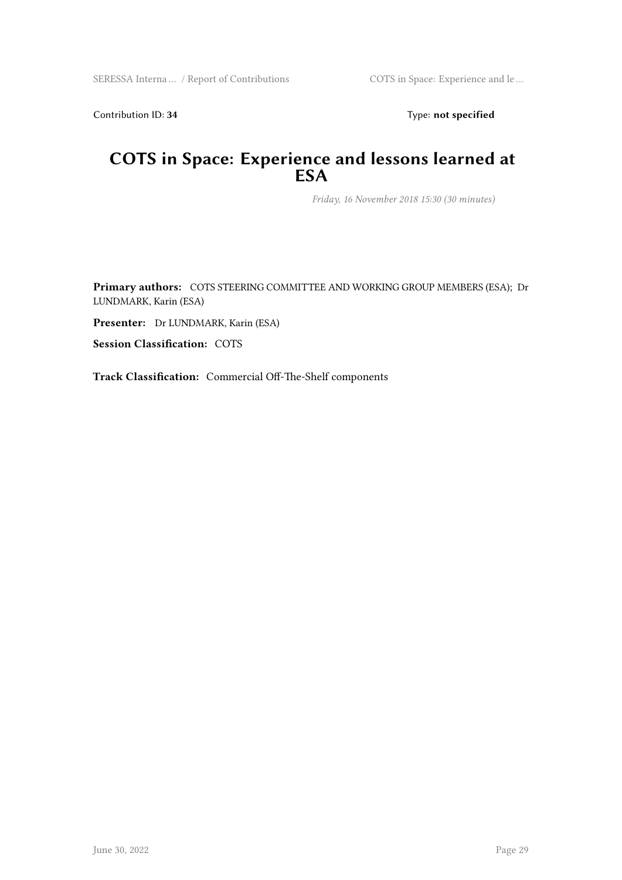Contribution ID: **34** Type: **not specified**

# COTS in Space: Experience and lessons learned at ESA

*Friday, 16 November 2018 15:30 (30 minutes)*

**Primary authors:** COTS STEERING COMMITTEE AND WORKING GROUP MEMBERS (ESA); Dr LUNDMARK, Karin (ESA)

**Presenter:** Dr LUNDMARK, Karin (ESA)

**Session Classification:** COTS

**Track Classification:** Commercial Off-The-Shelf components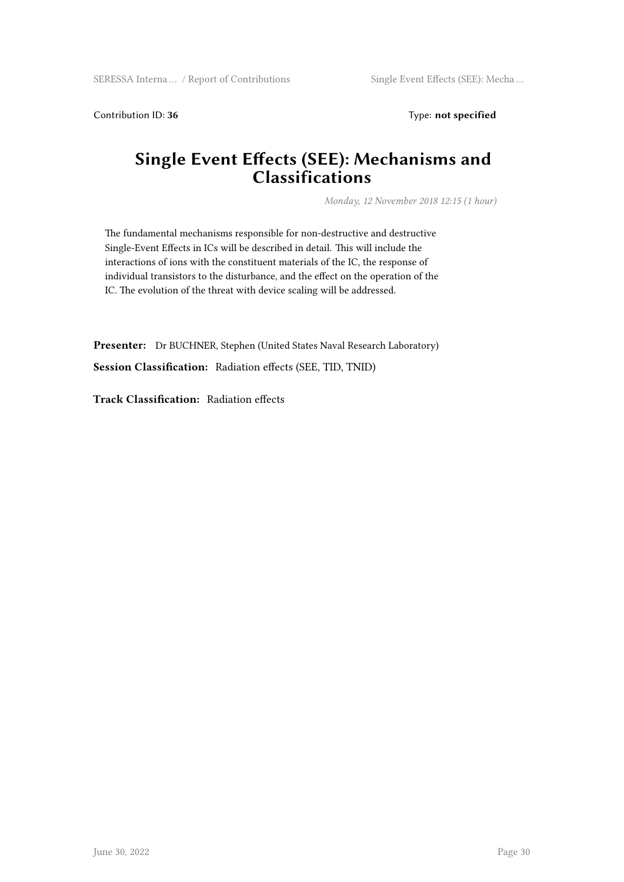Contribution ID: **36** Type: **not specified**

# Single Event Effects (SEE): Mechanisms and Classifications

*Monday, 12 November 2018 12:15 (1 hour)*

The fundamental mechanisms responsible for non-destructive and destructive Single-Event Effects in ICs will be described in detail. This will include the interactions of ions with the constituent materials of the IC, the response of individual transistors to the disturbance, and the effect on the operation of the IC. The evolution of the threat with device scaling will be addressed.

**Presenter:** Dr BUCHNER, Stephen (United States Naval Research Laboratory)

**Session Classification:** Radiation effects (SEE, TID, TNID)

**Track Classification:** Radiation effects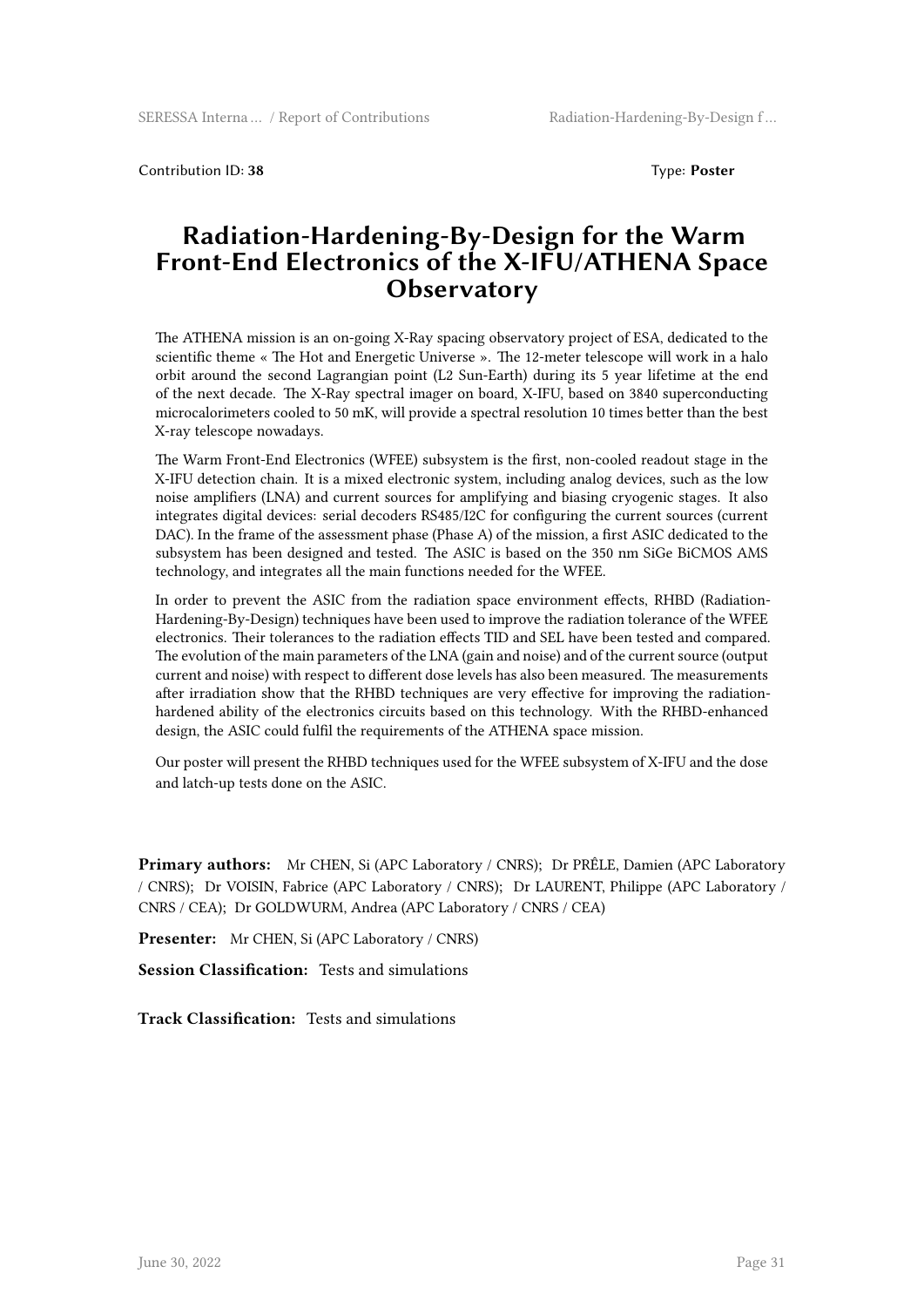Contribution ID: **38** Type: **Poster**

# Radiation-Hardening-By-Design for the Warm Front-End Electronics of the X-IFU/ATHENA Space Observatory

The ATHENA mission is an on-going X-Ray spacing observatory project of ESA, dedicated to the scientific theme « The Hot and Energetic Universe ». The 12-meter telescope will work in a halo orbit around the second Lagrangian point (L2 Sun-Earth) during its 5 year lifetime at the end of the next decade. The X-Ray spectral imager on board, X-IFU, based on 3840 superconducting microcalorimeters cooled to 50 mK, will provide a spectral resolution 10 times better than the best X-ray telescope nowadays.

The Warm Front-End Electronics (WFEE) subsystem is the first, non-cooled readout stage in the X-IFU detection chain. It is a mixed electronic system, including analog devices, such as the low noise amplifiers (LNA) and current sources for amplifying and biasing cryogenic stages. It also integrates digital devices: serial decoders RS485/I2C for configuring the current sources (current DAC). In the frame of the assessment phase (Phase A) of the mission, a first ASIC dedicated to the subsystem has been designed and tested. The ASIC is based on the 350 nm SiGe BiCMOS AMS technology, and integrates all the main functions needed for the WFEE.

In order to prevent the ASIC from the radiation space environment effects, RHBD (Radiation-Hardening-By-Design) techniques have been used to improve the radiation tolerance of the WFEE electronics. Their tolerances to the radiation effects TID and SEL have been tested and compared. The evolution of the main parameters of the LNA (gain and noise) and of the current source (output current and noise) with respect to different dose levels has also been measured. The measurements after irradiation show that the RHBD techniques are very effective for improving the radiation-hardened ability of the electronics circuits based on this technology. With the RHBD-enhanced design, the ASIC could fulfil the requirements of the ATHENA space mission.

Our poster will present the RHBD techniques used for the WFEE subsystem of X-IFU and the dose and latch-up tests done on the ASIC.

**Primary authors:** Mr CHEN, Si (APC Laboratory / CNRS); Dr PRÊLE, Damien (APC Laboratory / CNRS); Dr VOISIN, Fabrice (APC Laboratory / CNRS); Dr LAURENT, Philippe (APC Laboratory / CNRS / CEA); Dr GOLDWURM, Andrea (APC Laboratory / CNRS / CEA)

**Presenter:** Mr CHEN, Si (APC Laboratory / CNRS)

**Session Classification:** Tests and simulations

**Track Classification:** Tests and simulations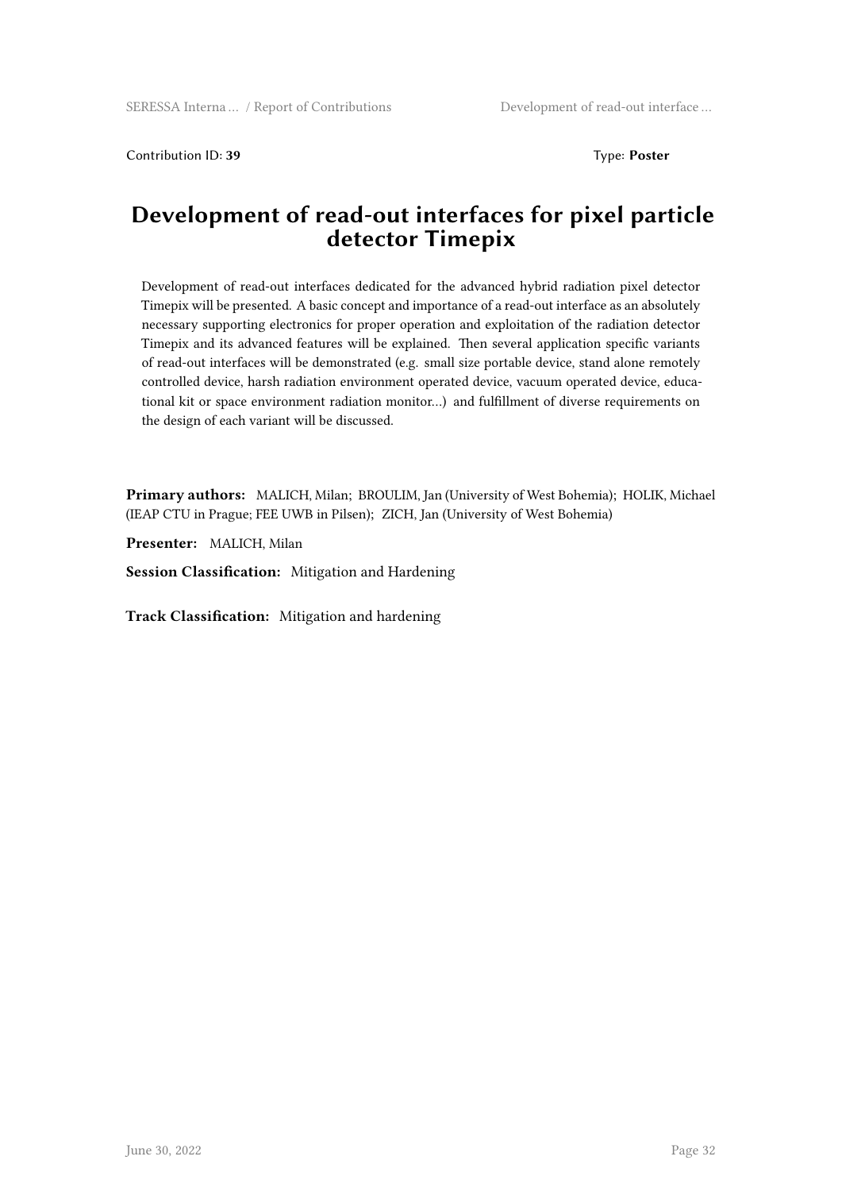Contribution ID: **39** Type: **Poster**

# Development of read-out interfaces for pixel particle detector Timepix

Development of read-out interfaces dedicated for the advanced hybrid radiation pixel detector Timepix will be presented. A basic concept and importance of a read-out interface as an absolutely necessary supporting electronics for proper operation and exploitation of the radiation detector Timepix and its advanced features will be explained. Then several application specific variants of read-out interfaces will be demonstrated (e.g. small size portable device, stand alone remotely controlled device, harsh radiation environment operated device, vacuum operated device, educational kit or space environment radiation monitor…) and fulfillment of diverse requirements on the design of each variant will be discussed.

**Primary authors:** MALICH, Milan; BROULIM, Jan (University of West Bohemia); HOLIK, Michael (IEAP CTU in Prague; FEE UWB in Pilsen); ZICH, Jan (University of West Bohemia)

**Presenter:** MALICH, Milan

**Session Classification:** Mitigation and Hardening

**Track Classification:** Mitigation and hardening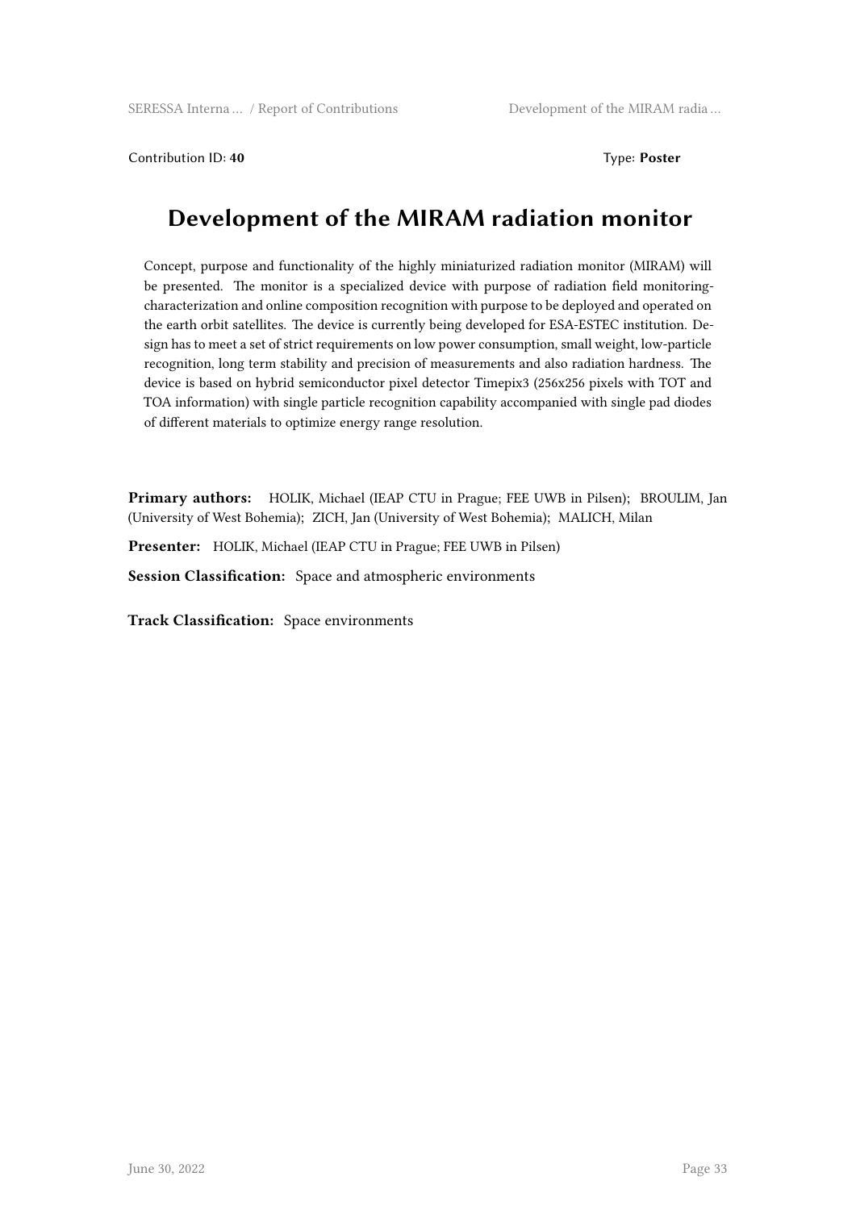Contribution ID: **40** Type: **Poster**

# Development of the MIRAM radiation monitor

Concept, purpose and functionality of the highly miniaturized radiation monitor (MIRAM) will be presented. The monitor is a specialized device with purpose of radiation field monitoring-characterization and online composition recognition with purpose to be deployed and operated on the earth orbit satellites. The device is currently being developed for ESA-ESTEC institution. Design has to meet a set of strict requirements on low power consumption, small weight, low-particle recognition, long term stability and precision of measurements and also radiation hardness. The device is based on hybrid semiconductor pixel detector Timepix3 (256x256 pixels with TOT and TOA information) with single particle recognition capability accompanied with single pad diodes of different materials to optimize energy range resolution.

**Primary authors:** HOLIK, Michael (IEAP CTU in Prague; FEE UWB in Pilsen); BROULIM, Jan (University of West Bohemia); ZICH, Jan (University of West Bohemia); MALICH, Milan

**Presenter:** HOLIK, Michael (IEAP CTU in Prague; FEE UWB in Pilsen)

**Session Classification:** Space and atmospheric environments

**Track Classification:** Space environments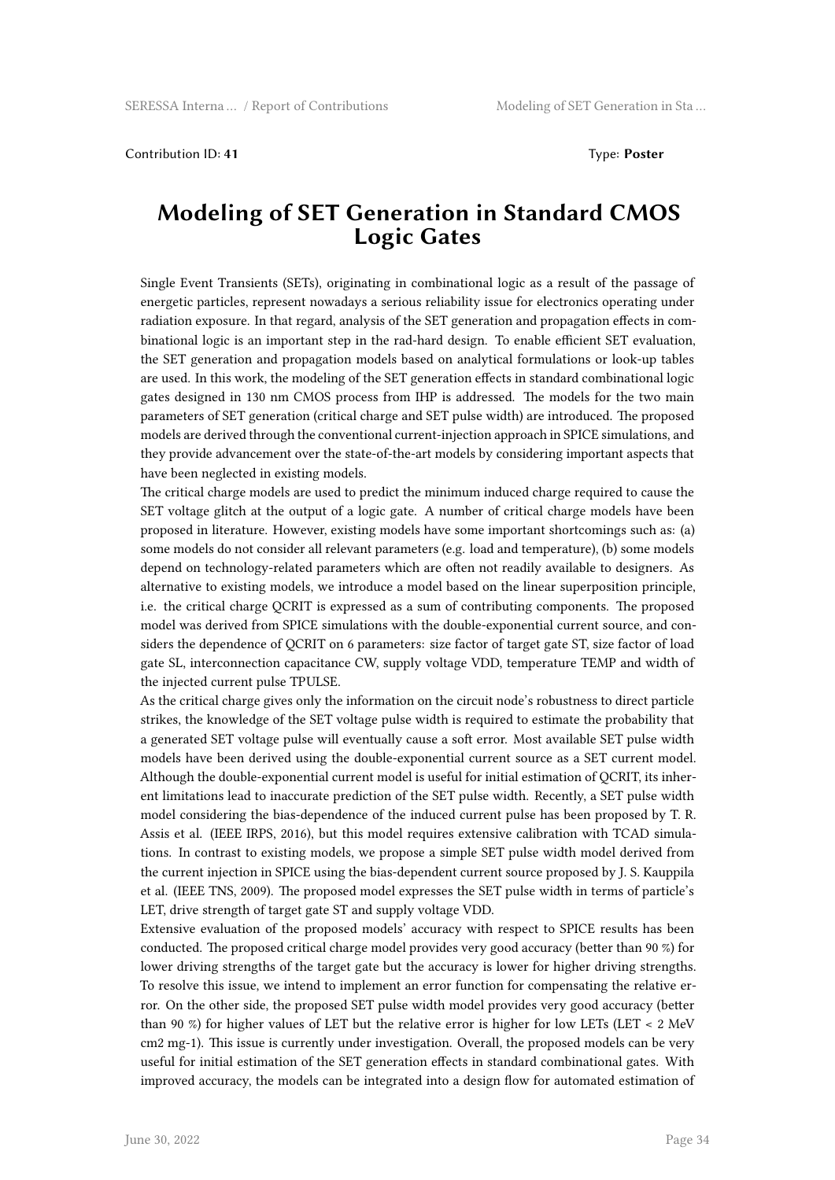Contribution ID: **41** Type: **Poster**

# Modeling of SET Generation in Standard CMOS Logic Gates

Single Event Transients (SETs), originating in combinational logic as a result of the passage of energetic particles, represent nowadays a serious reliability issue for electronics operating under radiation exposure. In that regard, analysis of the SET generation and propagation effects in combinational logic is an important step in the rad-hard design. To enable efficient SET evaluation, the SET generation and propagation models based on analytical formulations or look-up tables are used. In this work, the modeling of the SET generation effects in standard combinational logic gates designed in 130 nm CMOS process from IHP is addressed. The models for the two main parameters of SET generation (critical charge and SET pulse width) are introduced. The proposed models are derived through the conventional current-injection approach in SPICE simulations, and they provide advancement over the state-of-the-art models by considering important aspects that have been neglected in existing models.

The critical charge models are used to predict the minimum induced charge required to cause the SET voltage glitch at the output of a logic gate. A number of critical charge models have been proposed in literature. However, existing models have some important shortcomings such as: (a) some models do not consider all relevant parameters (e.g. load and temperature), (b) some models depend on technology-related parameters which are often not readily available to designers. As alternative to existing models, we introduce a model based on the linear superposition principle, i.e. the critical charge QCRIT is expressed as a sum of contributing components. The proposed model was derived from SPICE simulations with the double-exponential current source, and considers the dependence of QCRIT on 6 parameters: size factor of target gate ST, size factor of load gate SL, interconnection capacitance CW, supply voltage VDD, temperature TEMP and width of the injected current pulse TPULSE.

As the critical charge gives only the information on the circuit node's robustness to direct particle strikes, the knowledge of the SET voltage pulse width is required to estimate the probability that a generated SET voltage pulse will eventually cause a soft error. Most available SET pulse width models have been derived using the double-exponential current source as a SET current model. Although the double-exponential current model is useful for initial estimation of QCRIT, its inherent limitations lead to inaccurate prediction of the SET pulse width. Recently, a SET pulse width model considering the bias-dependence of the induced current pulse has been proposed by T. R. Assis et al. (IEEE IRPS, 2016), but this model requires extensive calibration with TCAD simulations. In contrast to existing models, we propose a simple SET pulse width model derived from the current injection in SPICE using the bias-dependent current source proposed by J. S. Kauppila et al. (IEEE TNS, 2009). The proposed model expresses the SET pulse width in terms of particle's LET, drive strength of target gate ST and supply voltage VDD.

Extensive evaluation of the proposed models' accuracy with respect to SPICE results has been conducted. The proposed critical charge model provides very good accuracy (better than 90 %) for lower driving strengths of the target gate but the accuracy is lower for higher driving strengths. To resolve this issue, we intend to implement an error function for compensating the relative error. On the other side, the proposed SET pulse width model provides very good accuracy (better than 90 %) for higher values of LET but the relative error is higher for low LETs (LET < 2 MeV cm2 mg-1). This issue is currently under investigation. Overall, the proposed models can be very useful for initial estimation of the SET generation effects in standard combinational gates. With improved accuracy, the models can be integrated into a design flow for automated estimation of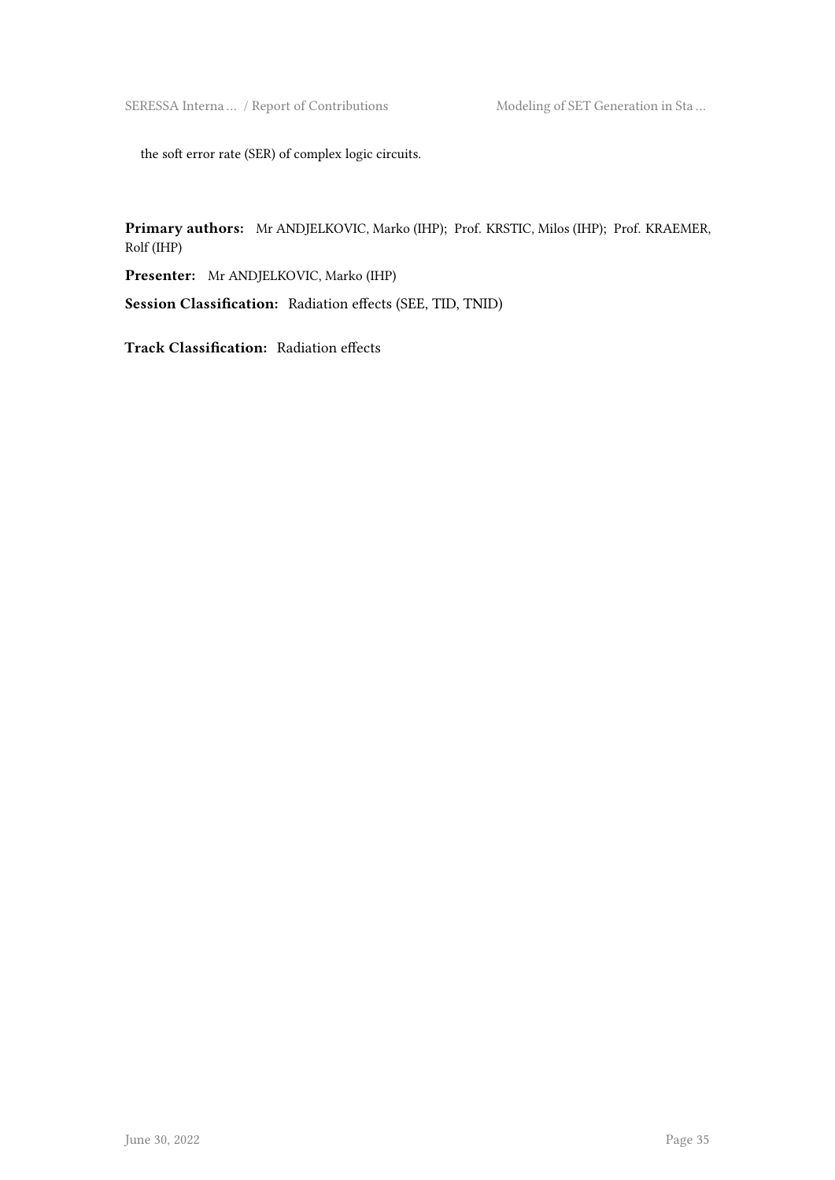the soft error rate (SER) of complex logic circuits.

**Primary authors:** Mr ANDJELKOVIC, Marko (IHP); Prof. KRSTIC, Milos (IHP); Prof. KRAEMER, Rolf (IHP)

**Presenter:** Mr ANDJELKOVIC, Marko (IHP)

**Session Classification:** Radiation effects (SEE, TID, TNID)

**Track Classification:** Radiation effects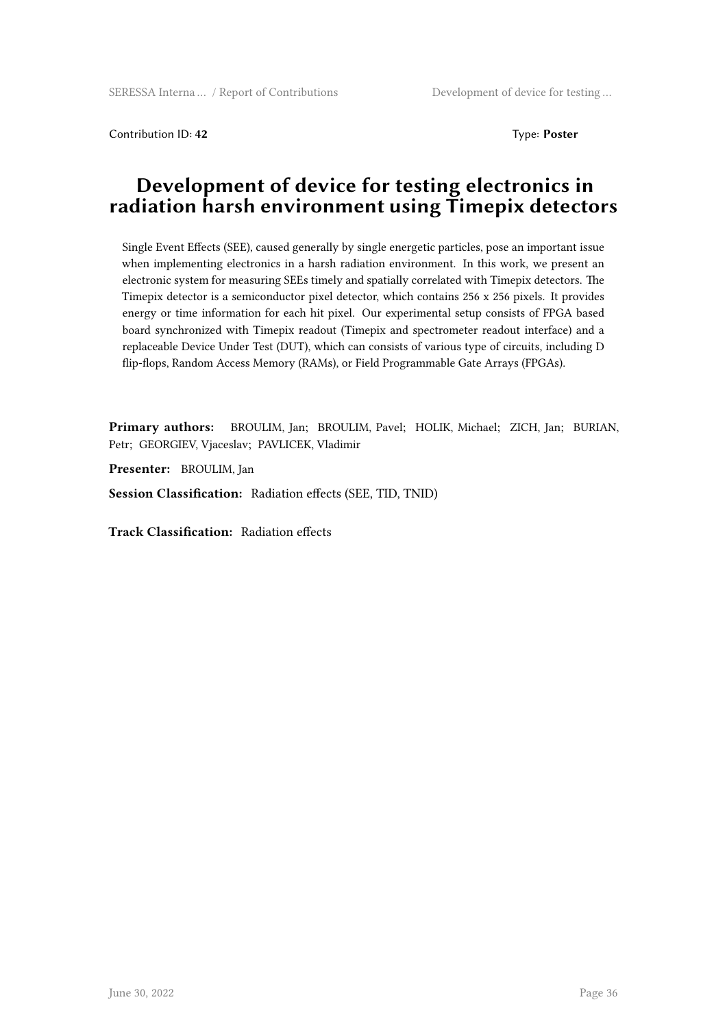Contribution ID: **42** Type: **Poster**

# Development of device for testing electronics in radiation harsh environment using Timepix detectors

Single Event Effects (SEE), caused generally by single energetic particles, pose an important issue when implementing electronics in a harsh radiation environment. In this work, we present an electronic system for measuring SEEs timely and spatially correlated with Timepix detectors. The Timepix detector is a semiconductor pixel detector, which contains 256 x 256 pixels. It provides energy or time information for each hit pixel. Our experimental setup consists of FPGA based board synchronized with Timepix readout (Timepix and spectrometer readout interface) and a replaceable Device Under Test (DUT), which can consists of various type of circuits, including D flip-flops, Random Access Memory (RAMs), or Field Programmable Gate Arrays (FPGAs).

**Primary authors:** BROULIM, Jan; BROULIM, Pavel; HOLIK, Michael; ZICH, Jan; BURIAN, Petr; GEORGIEV, Vjaceslav; PAVLICEK, Vladimir

**Presenter:** BROULIM, Jan

**Session Classification:** Radiation effects (SEE, TID, TNID)

**Track Classification:** Radiation effects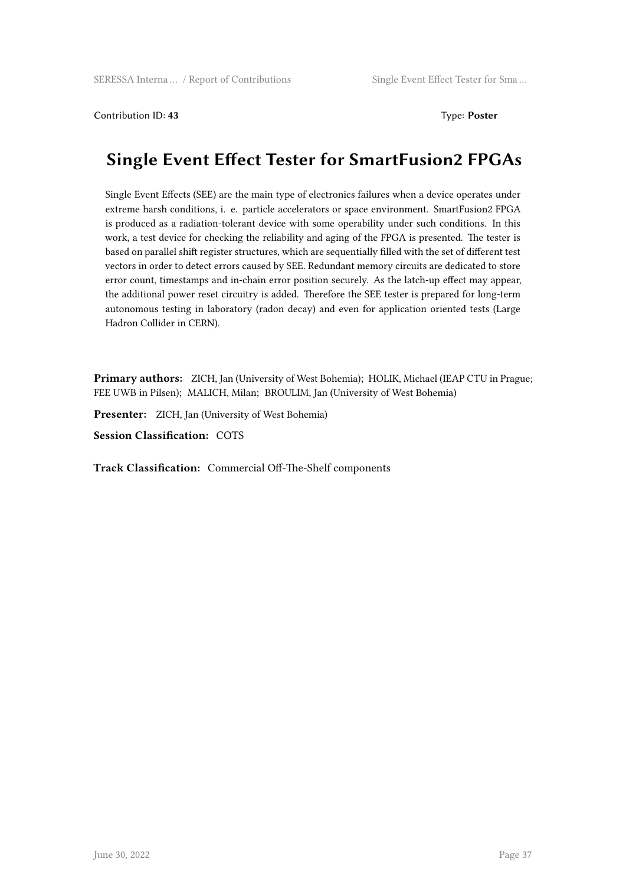Contribution ID: **43** Type: **Poster**

# Single Event Effect Tester for SmartFusion2 FPGAs

Single Event Effects (SEE) are the main type of electronics failures when a device operates under extreme harsh conditions, i. e. particle accelerators or space environment. SmartFusion2 FPGA is produced as a radiation-tolerant device with some operability under such conditions. In this work, a test device for checking the reliability and aging of the FPGA is presented. The tester is based on parallel shift register structures, which are sequentially filled with the set of different test vectors in order to detect errors caused by SEE. Redundant memory circuits are dedicated to store error count, timestamps and in-chain error position securely. As the latch-up effect may appear, the additional power reset circuitry is added. Therefore the SEE tester is prepared for long-term autonomous testing in laboratory (radon decay) and even for application oriented tests (Large Hadron Collider in CERN).

**Primary authors:** ZICH, Jan (University of West Bohemia); HOLIK, Michael (IEAP CTU in Prague; FEE UWB in Pilsen); MALICH, Milan; BROULIM, Jan (University of West Bohemia)

**Presenter:** ZICH, Jan (University of West Bohemia)

**Session Classification:** COTS

**Track Classification:** Commercial Off-The-Shelf components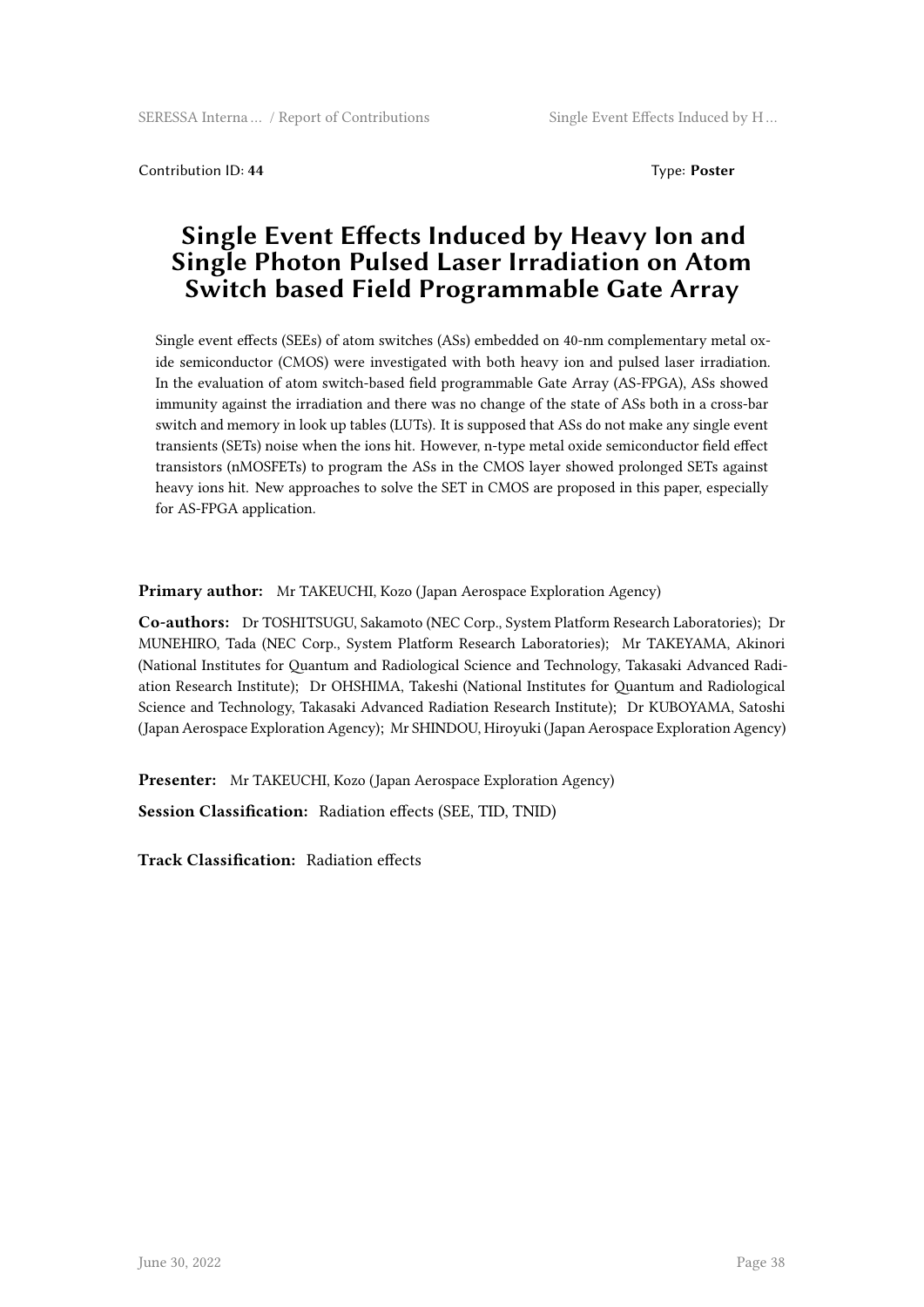Contribution ID: **44** Type: **Poster**

# Single Event Effects Induced by Heavy Ion and Single Photon Pulsed Laser Irradiation on Atom Switch based Field Programmable Gate Array

Single event effects (SEEs) of atom switches (ASs) embedded on 40-nm complementary metal oxide semiconductor (CMOS) were investigated with both heavy ion and pulsed laser irradiation. In the evaluation of atom switch-based field programmable Gate Array (AS-FPGA), ASs showed immunity against the irradiation and there was no change of the state of ASs both in a cross-bar switch and memory in look up tables (LUTs). It is supposed that ASs do not make any single event transients (SETs) noise when the ions hit. However, n-type metal oxide semiconductor field effect transistors (nMOSFETs) to program the ASs in the CMOS layer showed prolonged SETs against heavy ions hit. New approaches to solve the SET in CMOS are proposed in this paper, especially for AS-FPGA application.

**Primary author:** Mr TAKEUCHI, Kozo (Japan Aerospace Exploration Agency)

**Co-authors:** Dr TOSHITSUGU, Sakamoto (NEC Corp., System Platform Research Laboratories); Dr MUNEHIRO, Tada (NEC Corp., System Platform Research Laboratories); Mr TAKEYAMA, Akinori (National Institutes for Quantum and Radiological Science and Technology, Takasaki Advanced Radiation Research Institute); Dr OHSHIMA, Takeshi (National Institutes for Quantum and Radiological Science and Technology, Takasaki Advanced Radiation Research Institute); Dr KUBOYAMA, Satoshi (Japan Aerospace Exploration Agency); Mr SHINDOU, Hiroyuki (Japan Aerospace Exploration Agency)

**Presenter:** Mr TAKEUCHI, Kozo (Japan Aerospace Exploration Agency)

**Session Classification:** Radiation effects (SEE, TID, TNID)

**Track Classification:** Radiation effects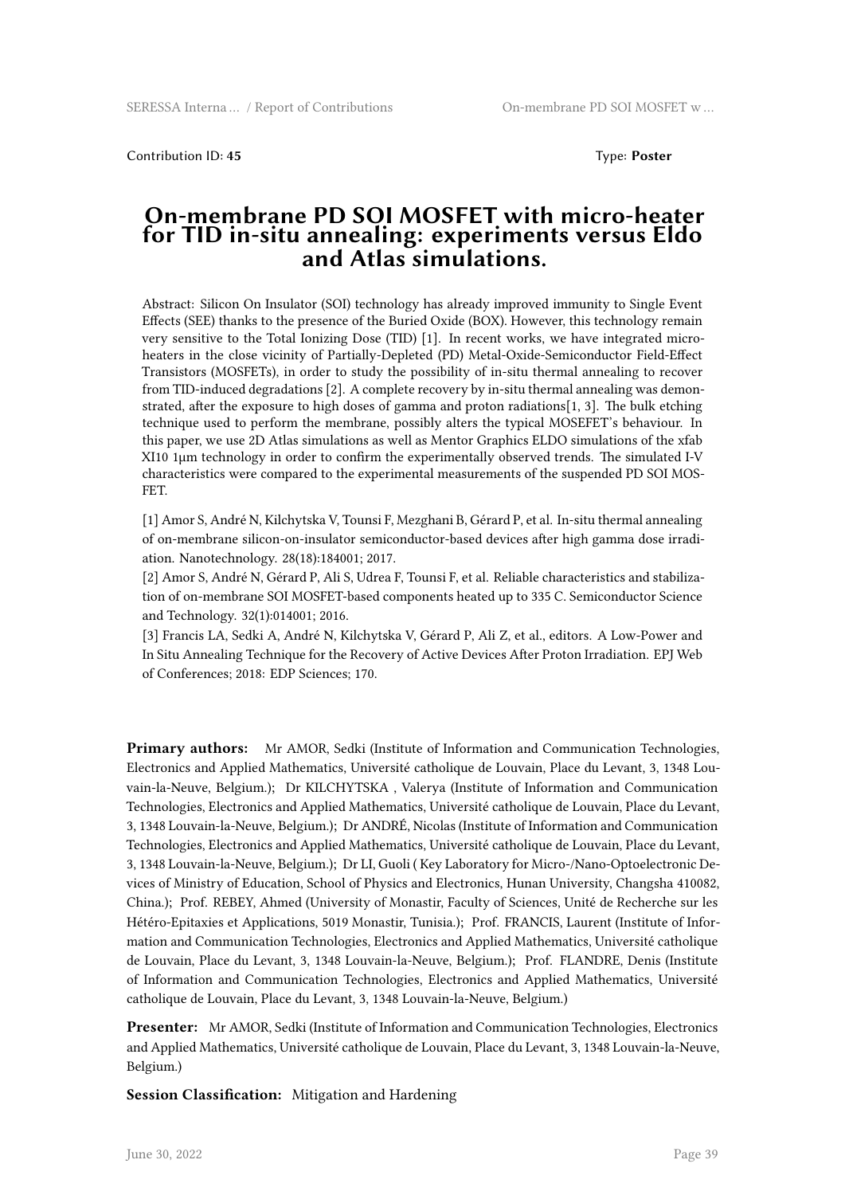Contribution ID: **45** Type: **Poster**

# On-membrane PD SOI MOSFET with micro-heater for TID in-situ annealing: experiments versus Eldo and Atlas simulations.

Abstract: Silicon On Insulator (SOI) technology has already improved immunity to Single Event Effects (SEE) thanks to the presence of the Buried Oxide (BOX). However, this technology remain very sensitive to the Total Ionizing Dose (TID) [1]. In recent works, we have integrated micro-heaters in the close vicinity of Partially-Depleted (PD) Metal-Oxide-Semiconductor Field-Effect Transistors (MOSFETs), in order to study the possibility of in-situ thermal annealing to recover from TID-induced degradations [2]. A complete recovery by in-situ thermal annealing was demonstrated, after the exposure to high doses of gamma and proton radiations[1, 3]. The bulk etching technique used to perform the membrane, possibly alters the typical MOSEFET's behaviour. In this paper, we use 2D Atlas simulations as well as Mentor Graphics ELDO simulations of the xfab XI10 1µm technology in order to confirm the experimentally observed trends. The simulated I-V characteristics were compared to the experimental measurements of the suspended PD SOI MOSFET.

[1] Amor S, André N, Kilchytska V, Tounsi F, Mezghani B, Gérard P, et al. In-situ thermal annealing of on-membrane silicon-on-insulator semiconductor-based devices after high gamma dose irradiation. Nanotechnology. 28(18):184001; 2017.
[2] Amor S, André N, Gérard P, Ali S, Udrea F, Tounsi F, et al. Reliable characteristics and stabilization of on-membrane SOI MOSFET-based components heated up to 335 C. Semiconductor Science and Technology. 32(1):014001; 2016.
[3] Francis LA, Sedki A, André N, Kilchytska V, Gérard P, Ali Z, et al., editors. A Low-Power and In Situ Annealing Technique for the Recovery of Active Devices After Proton Irradiation. EPJ Web of Conferences; 2018: EDP Sciences; 170.

**Primary authors:** Mr AMOR, Sedki (Institute of Information and Communication Technologies, Electronics and Applied Mathematics, Université catholique de Louvain, Place du Levant, 3, 1348 Louvain-la-Neuve, Belgium.); Dr KILCHYTSKA , Valerya (Institute of Information and Communication Technologies, Electronics and Applied Mathematics, Université catholique de Louvain, Place du Levant, 3, 1348 Louvain-la-Neuve, Belgium.); Dr ANDRÉ, Nicolas (Institute of Information and Communication Technologies, Electronics and Applied Mathematics, Université catholique de Louvain, Place du Levant, 3, 1348 Louvain-la-Neuve, Belgium.); Dr LI, Guoli ( Key Laboratory for Micro-/Nano-Optoelectronic Devices of Ministry of Education, School of Physics and Electronics, Hunan University, Changsha 410082, China.); Prof. REBEY, Ahmed (University of Monastir, Faculty of Sciences, Unité de Recherche sur les Hétéro-Epitaxies et Applications, 5019 Monastir, Tunisia.); Prof. FRANCIS, Laurent (Institute of Information and Communication Technologies, Electronics and Applied Mathematics, Université catholique de Louvain, Place du Levant, 3, 1348 Louvain-la-Neuve, Belgium.); Prof. FLANDRE, Denis (Institute of Information and Communication Technologies, Electronics and Applied Mathematics, Université catholique de Louvain, Place du Levant, 3, 1348 Louvain-la-Neuve, Belgium.)

**Presenter:** Mr AMOR, Sedki (Institute of Information and Communication Technologies, Electronics and Applied Mathematics, Université catholique de Louvain, Place du Levant, 3, 1348 Louvain-la-Neuve, Belgium.)

**Session Classification:** Mitigation and Hardening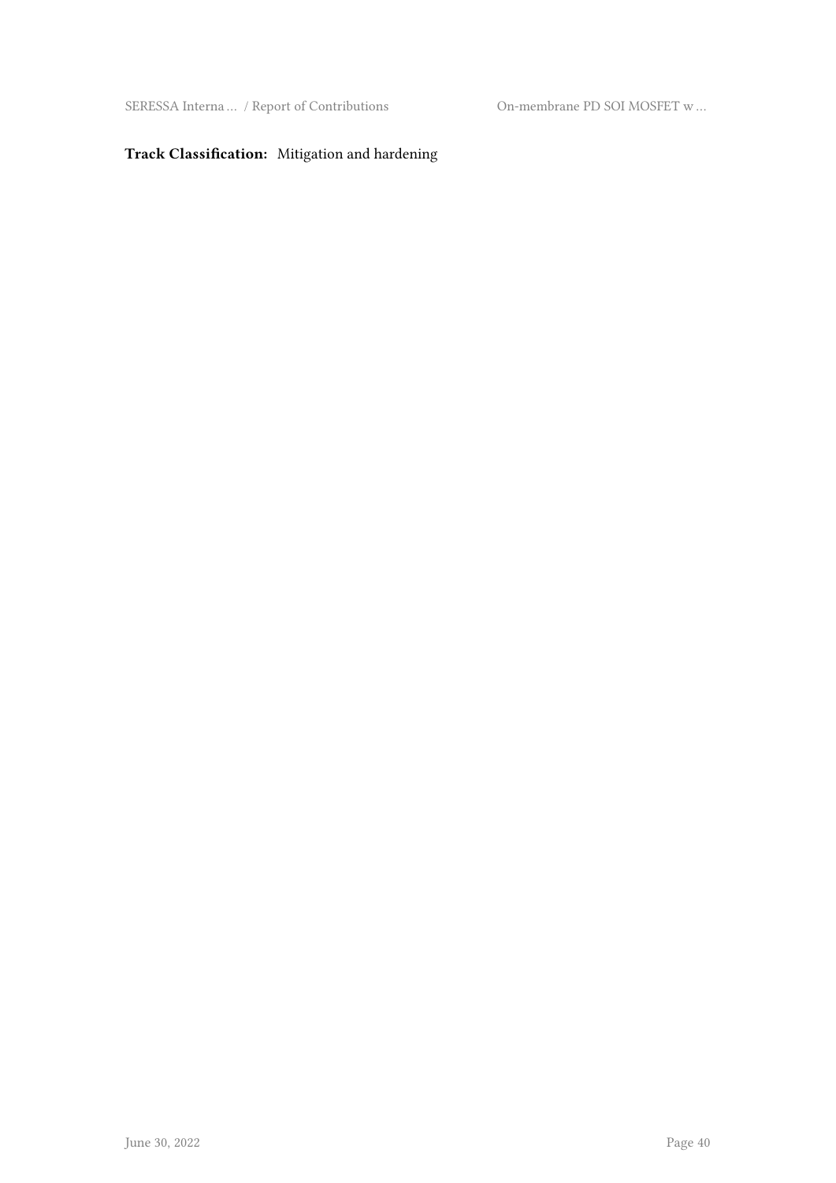**Track Classification:** Mitigation and hardening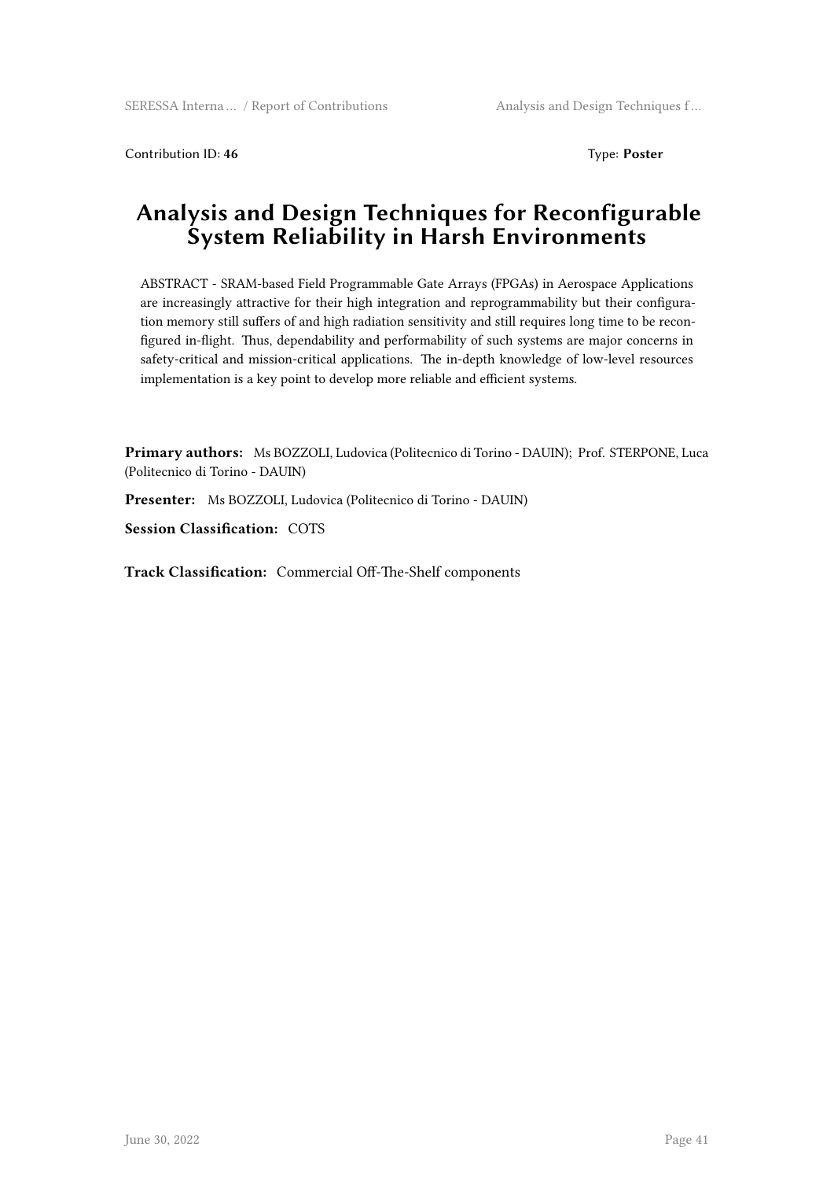Contribution ID: **46** Type: **Poster**

# Analysis and Design Techniques for Reconfigurable System Reliability in Harsh Environments

ABSTRACT - SRAM-based Field Programmable Gate Arrays (FPGAs) in Aerospace Applications are increasingly attractive for their high integration and reprogrammability but their configuration memory still suffers of and high radiation sensitivity and still requires long time to be reconfigured in-flight. Thus, dependability and performability of such systems are major concerns in safety-critical and mission-critical applications. The in-depth knowledge of low-level resources implementation is a key point to develop more reliable and efficient systems.

**Primary authors:** Ms BOZZOLI, Ludovica (Politecnico di Torino - DAUIN); Prof. STERPONE, Luca (Politecnico di Torino - DAUIN)

**Presenter:** Ms BOZZOLI, Ludovica (Politecnico di Torino - DAUIN)

**Session Classification:** COTS

**Track Classification:** Commercial Off-The-Shelf components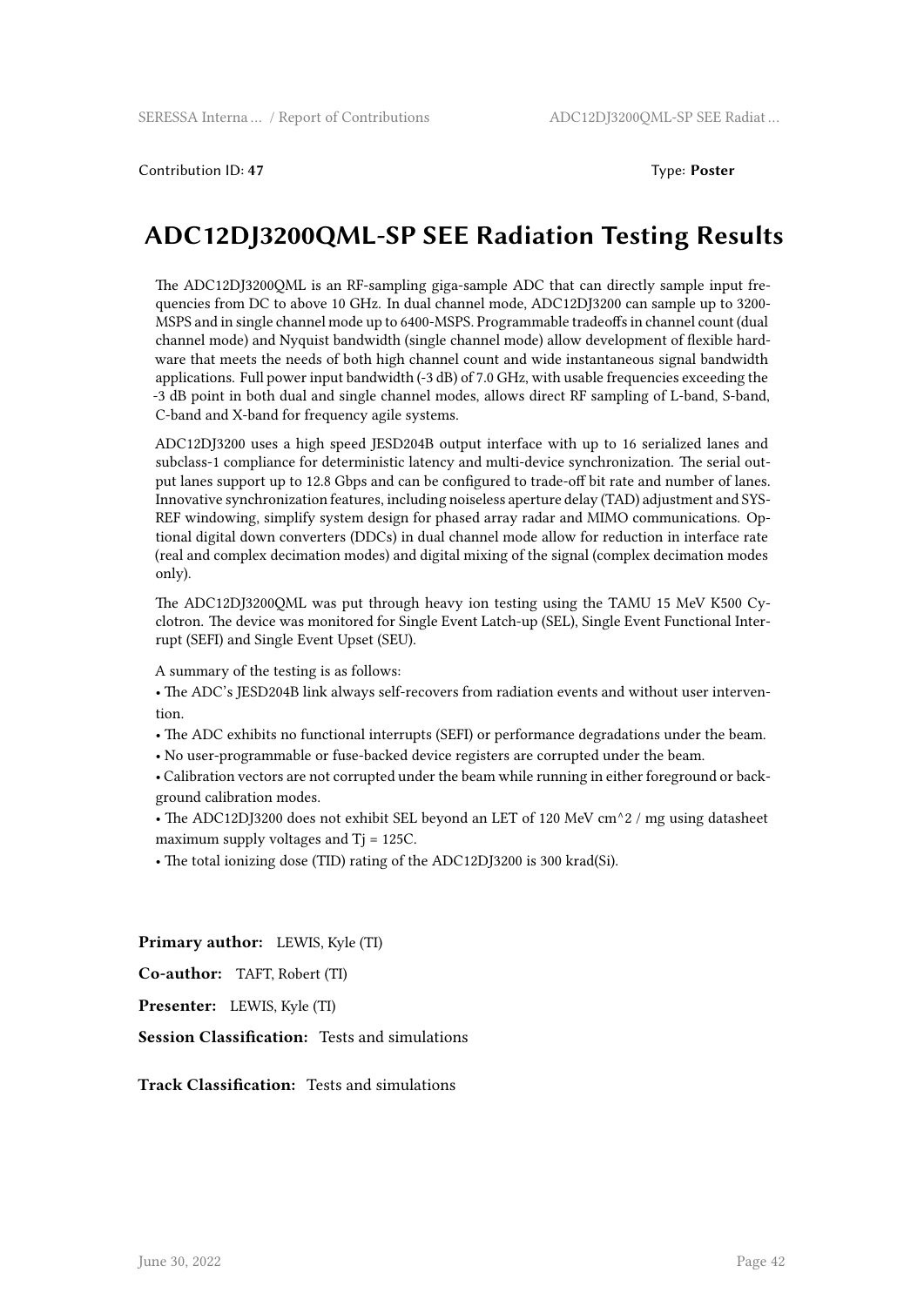Contribution ID: **47** Type: **Poster**

# ADC12DJ3200QML-SP SEE Radiation Testing Results

The ADC12DJ3200QML is an RF-sampling giga-sample ADC that can directly sample input frequencies from DC to above 10 GHz. In dual channel mode, ADC12DJ3200 can sample up to 3200-MSPS and in single channel mode up to 6400-MSPS. Programmable tradeoffs in channel count (dual channel mode) and Nyquist bandwidth (single channel mode) allow development of flexible hardware that meets the needs of both high channel count and wide instantaneous signal bandwidth applications. Full power input bandwidth (-3 dB) of 7.0 GHz, with usable frequencies exceeding the -3 dB point in both dual and single channel modes, allows direct RF sampling of L-band, S-band, C-band and X-band for frequency agile systems.

ADC12DJ3200 uses a high speed JESD204B output interface with up to 16 serialized lanes and subclass-1 compliance for deterministic latency and multi-device synchronization. The serial output lanes support up to 12.8 Gbps and can be configured to trade-off bit rate and number of lanes. Innovative synchronization features, including noiseless aperture delay (TAD) adjustment and SYSREF windowing, simplify system design for phased array radar and MIMO communications. Optional digital down converters (DDCs) in dual channel mode allow for reduction in interface rate (real and complex decimation modes) and digital mixing of the signal (complex decimation modes only).

The ADC12DJ3200QML was put through heavy ion testing using the TAMU 15 MeV K500 Cyclotron. The device was monitored for Single Event Latch-up (SEL), Single Event Functional Interrupt (SEFI) and Single Event Upset (SEU).

A summary of the testing is as follows:

- The ADC's JESD204B link always self-recovers from radiation events and without user intervention.
- The ADC exhibits no functional interrupts (SEFI) or performance degradations under the beam.
- No user-programmable or fuse-backed device registers are corrupted under the beam.
- Calibration vectors are not corrupted under the beam while running in either foreground or background calibration modes.
- The ADC12DJ3200 does not exhibit SEL beyond an LET of 120 MeV cm^2 / mg using datasheet maximum supply voltages and Tj = 125C.
- The total ionizing dose (TID) rating of the ADC12DJ3200 is 300 krad(Si).

**Primary author:** LEWIS, Kyle (TI)

**Co-author:** TAFT, Robert (TI)

**Presenter:** LEWIS, Kyle (TI)

**Session Classification:** Tests and simulations

**Track Classification:** Tests and simulations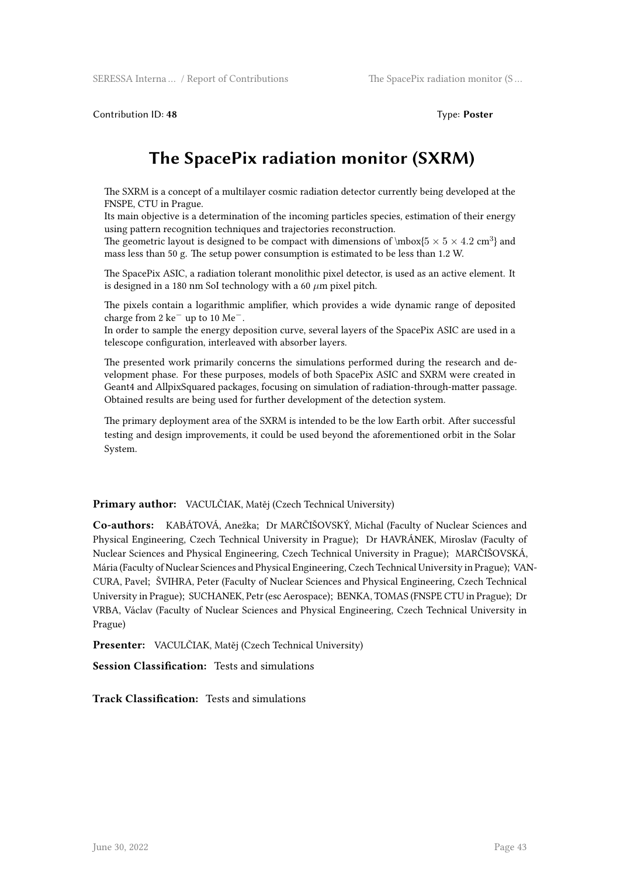Contribution ID: **48** Type: **Poster**

# The SpacePix radiation monitor (SXRM)

The SXRM is a concept of a multilayer cosmic radiation detector currently being developed at the FNSPE, CTU in Prague.
Its main objective is a determination of the incoming particles species, estimation of their energy using pattern recognition techniques and trajectories reconstruction.
The geometric layout is designed to be compact with dimensions of \mbox{$5 \times 5 \times 4.2$ cm$^3$} and mass less than 50 g. The setup power consumption is estimated to be less than 1.2 W.

The SpacePix ASIC, a radiation tolerant monolithic pixel detector, is used as an active element. It is designed in a 180 nm SoI technology with a 60 $\mu$m pixel pitch.

The pixels contain a logarithmic amplifier, which provides a wide dynamic range of deposited charge from 2 ke$^-$ up to 10 Me$^-$.
In order to sample the energy deposition curve, several layers of the SpacePix ASIC are used in a telescope configuration, interleaved with absorber layers.

The presented work primarily concerns the simulations performed during the research and development phase. For these purposes, models of both SpacePix ASIC and SXRM were created in Geant4 and AllpixSquared packages, focusing on simulation of radiation-through-matter passage. Obtained results are being used for further development of the detection system.

The primary deployment area of the SXRM is intended to be the low Earth orbit. After successful testing and design improvements, it could be used beyond the aforementioned orbit in the Solar System.

**Primary author:** VACULČIAK, Matěj (Czech Technical University)

**Co-authors:** KABÁTOVÁ, Anežka; Dr MARČIŠOVSKÝ, Michal (Faculty of Nuclear Sciences and Physical Engineering, Czech Technical University in Prague); Dr HAVRÁNEK, Miroslav (Faculty of Nuclear Sciences and Physical Engineering, Czech Technical University in Prague); MARČIŠOVSKÁ, Mária (Faculty of Nuclear Sciences and Physical Engineering, Czech Technical University in Prague); VANCURA, Pavel; ŠVIHRA, Peter (Faculty of Nuclear Sciences and Physical Engineering, Czech Technical University in Prague); SUCHANEK, Petr (esc Aerospace); BENKA, TOMAS (FNSPE CTU in Prague); Dr VRBA, Václav (Faculty of Nuclear Sciences and Physical Engineering, Czech Technical University in Prague)

**Presenter:** VACULČIAK, Matěj (Czech Technical University)

**Session Classification:** Tests and simulations

**Track Classification:** Tests and simulations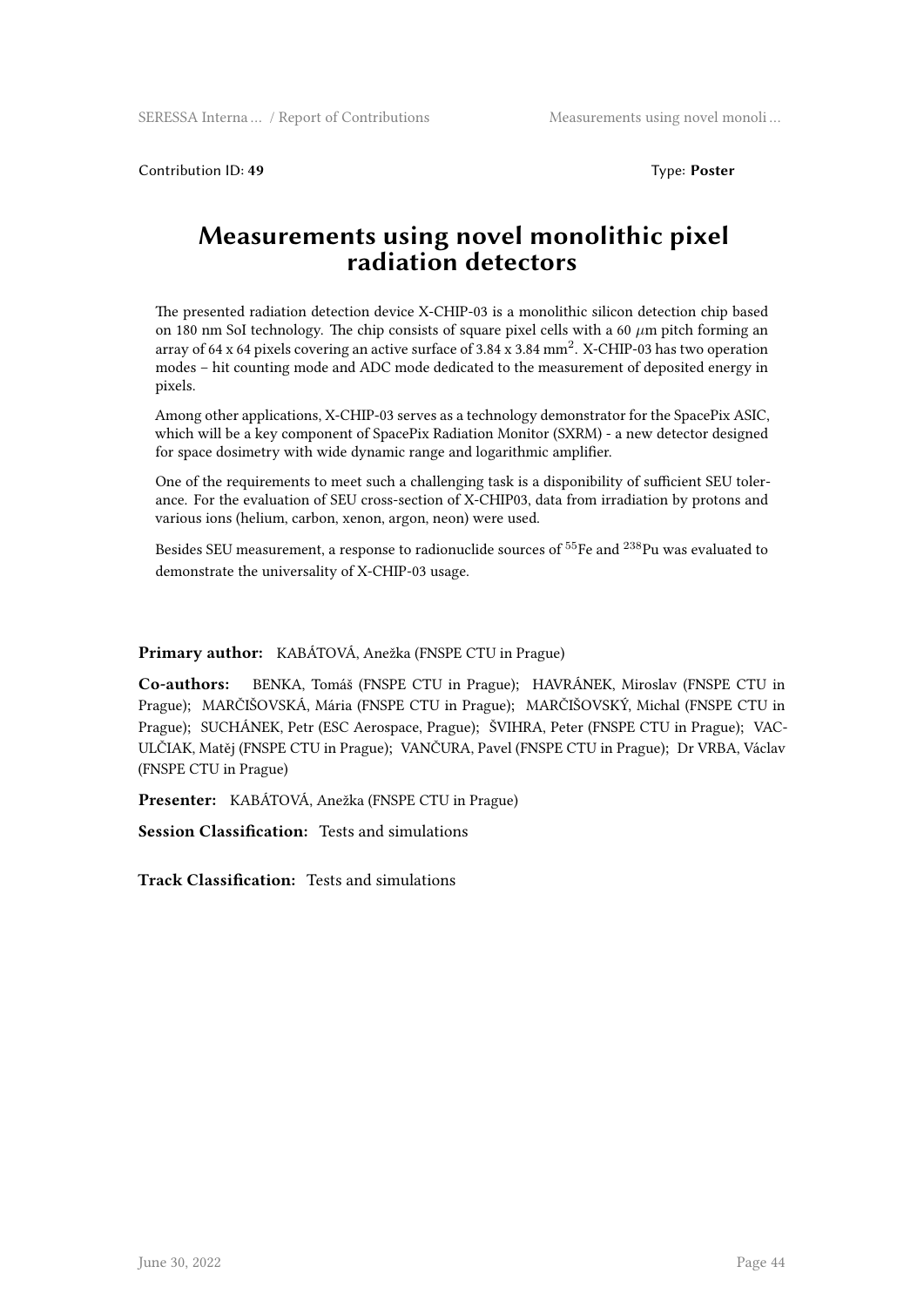Contribution ID: **49** Type: **Poster**

# Measurements using novel monolithic pixel radiation detectors

The presented radiation detection device X-CHIP-03 is a monolithic silicon detection chip based on 180 nm SoI technology. The chip consists of square pixel cells with a 60 $\mu$m pitch forming an array of 64 x 64 pixels covering an active surface of 3.84 x 3.84 mm$^2$. X-CHIP-03 has two operation modes – hit counting mode and ADC mode dedicated to the measurement of deposited energy in pixels.

Among other applications, X-CHIP-03 serves as a technology demonstrator for the SpacePix ASIC, which will be a key component of SpacePix Radiation Monitor (SXRM) - a new detector designed for space dosimetry with wide dynamic range and logarithmic amplifier.

One of the requirements to meet such a challenging task is a disponibility of sufficient SEU tolerance. For the evaluation of SEU cross-section of X-CHIP03, data from irradiation by protons and various ions (helium, carbon, xenon, argon, neon) were used.

Besides SEU measurement, a response to radionuclide sources of $^{55}$Fe and $^{238}$Pu was evaluated to demonstrate the universality of X-CHIP-03 usage.

**Primary author:** KABÁTOVÁ, Anežka (FNSPE CTU in Prague)

**Co-authors:** BENKA, Tomáš (FNSPE CTU in Prague); HAVRÁNEK, Miroslav (FNSPE CTU in Prague); MARČIŠOVSKÁ, Mária (FNSPE CTU in Prague); MARČIŠOVSKÝ, Michal (FNSPE CTU in Prague); SUCHÁNEK, Petr (ESC Aerospace, Prague); ŠVIHRA, Peter (FNSPE CTU in Prague); VACULČIAK, Matěj (FNSPE CTU in Prague); VANČURA, Pavel (FNSPE CTU in Prague); Dr VRBA, Václav (FNSPE CTU in Prague)

**Presenter:** KABÁTOVÁ, Anežka (FNSPE CTU in Prague)

**Session Classification:** Tests and simulations

**Track Classification:** Tests and simulations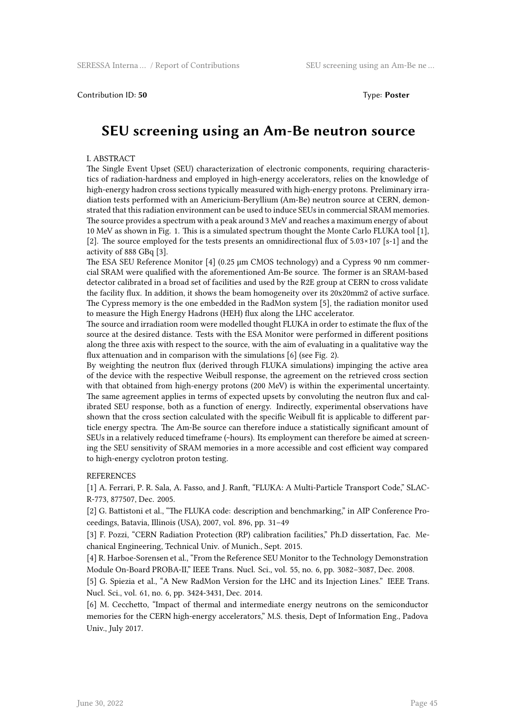Contribution ID: **50** Type: **Poster**

# SEU screening using an Am-Be neutron source

I. ABSTRACT

The Single Event Upset (SEU) characterization of electronic components, requiring characteristics of radiation-hardness and employed in high-energy accelerators, relies on the knowledge of high-energy hadron cross sections typically measured with high-energy protons. Preliminary irradiation tests performed with an Americium-Beryllium (Am-Be) neutron source at CERN, demonstrated that this radiation environment can be used to induce SEUs in commercial SRAM memories. The source provides a spectrum with a peak around 3 MeV and reaches a maximum energy of about 10 MeV as shown in Fig. 1. This is a simulated spectrum thought the Monte Carlo FLUKA tool [1], [2]. The source employed for the tests presents an omnidirectional flux of $5.03\times107$ [s-1] and the activity of 888 GBq [3].

The ESA SEU Reference Monitor [4] (0.25 μm CMOS technology) and a Cypress 90 nm commercial SRAM were qualified with the aforementioned Am-Be source. The former is an SRAM-based detector calibrated in a broad set of facilities and used by the R2E group at CERN to cross validate the facility flux. In addition, it shows the beam homogeneity over its 20x20mm2 of active surface. The Cypress memory is the one embedded in the RadMon system [5], the radiation monitor used to measure the High Energy Hadrons (HEH) flux along the LHC accelerator.

The source and irradiation room were modelled thought FLUKA in order to estimate the flux of the source at the desired distance. Tests with the ESA Monitor were performed in different positions along the three axis with respect to the source, with the aim of evaluating in a qualitative way the flux attenuation and in comparison with the simulations [6] (see Fig. 2).

By weighting the neutron flux (derived through FLUKA simulations) impinging the active area of the device with the respective Weibull response, the agreement on the retrieved cross section with that obtained from high-energy protons (200 MeV) is within the experimental uncertainty. The same agreement applies in terms of expected upsets by convoluting the neutron flux and calibrated SEU response, both as a function of energy. Indirectly, experimental observations have shown that the cross section calculated with the specific Weibull fit is applicable to different particle energy spectra. The Am-Be source can therefore induce a statistically significant amount of SEUs in a relatively reduced timeframe (~hours). Its employment can therefore be aimed at screening the SEU sensitivity of SRAM memories in a more accessible and cost efficient way compared to high-energy cyclotron proton testing.

REFERENCES

[1] A. Ferrari, P. R. Sala, A. Fasso, and J. Ranft, "FLUKA: A Multi-Particle Transport Code," SLAC-R-773, 877507, Dec. 2005.

[2] G. Battistoni et al., "The FLUKA code: description and benchmarking," in AIP Conference Proceedings, Batavia, Illinois (USA), 2007, vol. 896, pp. 31–49

[3] F. Pozzi, "CERN Radiation Protection (RP) calibration facilities," Ph.D dissertation, Fac. Mechanical Engineering, Technical Univ. of Munich., Sept. 2015.

[4] R. Harboe-Sorensen et al., "From the Reference SEU Monitor to the Technology Demonstration Module On-Board PROBA-II," IEEE Trans. Nucl. Sci., vol. 55, no. 6, pp. 3082–3087, Dec. 2008.

[5] G. Spiezia et al., "A New RadMon Version for the LHC and its Injection Lines." IEEE Trans. Nucl. Sci., vol. 61, no. 6, pp. 3424-3431, Dec. 2014.

[6] M. Cecchetto, "Impact of thermal and intermediate energy neutrons on the semiconductor memories for the CERN high-energy accelerators," M.S. thesis, Dept of Information Eng., Padova Univ., July 2017.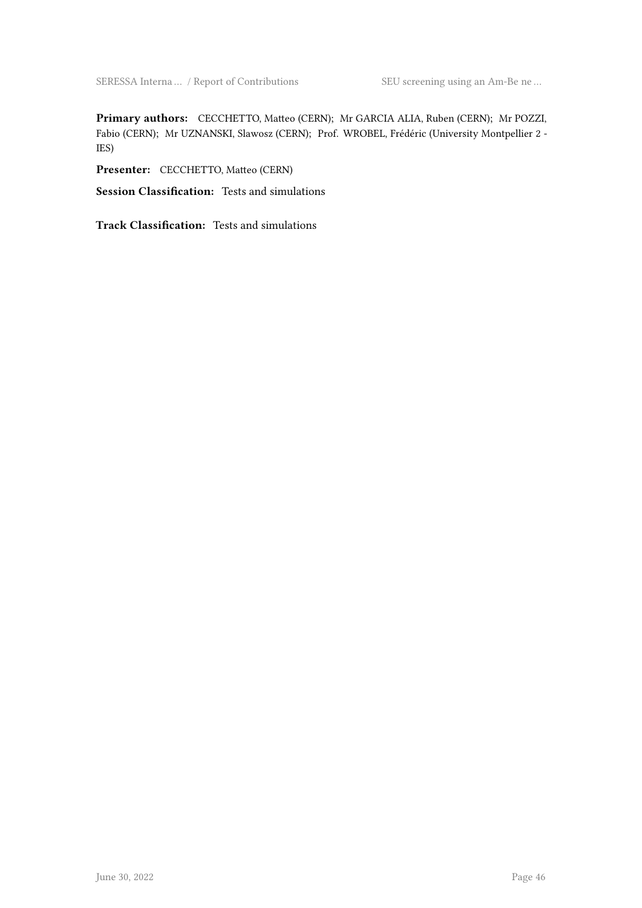**Primary authors:** CECCHETTO, Matteo (CERN); Mr GARCIA ALIA, Ruben (CERN); Mr POZZI, Fabio (CERN); Mr UZNANSKI, Slawosz (CERN); Prof. WROBEL, Frédéric (University Montpellier 2 - IES)

**Presenter:** CECCHETTO, Matteo (CERN)

**Session Classification:** Tests and simulations

**Track Classification:** Tests and simulations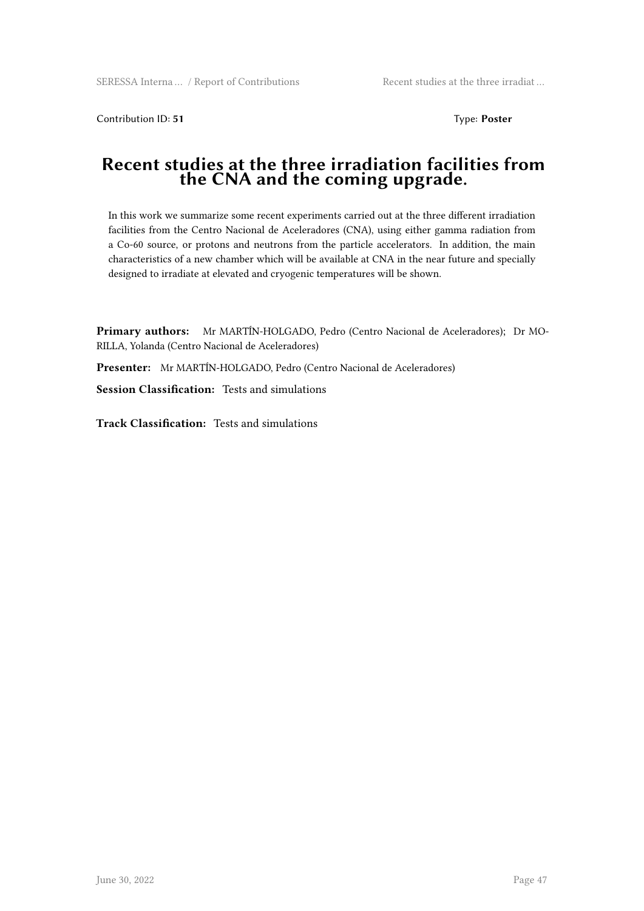Contribution ID: **51** Type: **Poster**

# Recent studies at the three irradiation facilities from the CNA and the coming upgrade.

In this work we summarize some recent experiments carried out at the three different irradiation facilities from the Centro Nacional de Aceleradores (CNA), using either gamma radiation from a Co-60 source, or protons and neutrons from the particle accelerators. In addition, the main characteristics of a new chamber which will be available at CNA in the near future and specially designed to irradiate at elevated and cryogenic temperatures will be shown.

**Primary authors:** Mr MARTÍN-HOLGADO, Pedro (Centro Nacional de Aceleradores); Dr MORILLA, Yolanda (Centro Nacional de Aceleradores)

**Presenter:** Mr MARTÍN-HOLGADO, Pedro (Centro Nacional de Aceleradores)

**Session Classification:** Tests and simulations

**Track Classification:** Tests and simulations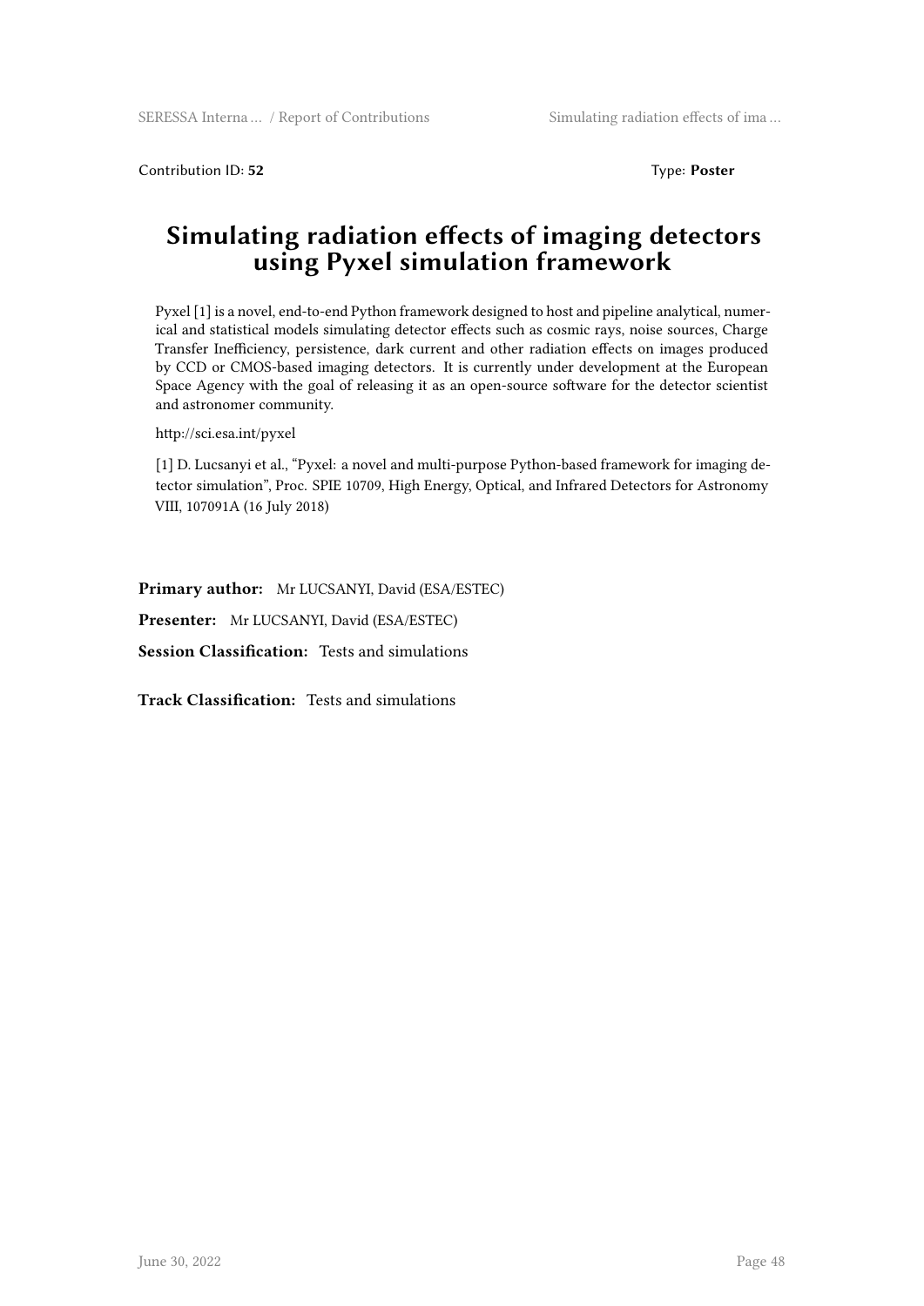Contribution ID: **52** Type: **Poster**

# Simulating radiation effects of imaging detectors using Pyxel simulation framework

Pyxel [1] is a novel, end-to-end Python framework designed to host and pipeline analytical, numerical and statistical models simulating detector effects such as cosmic rays, noise sources, Charge Transfer Inefficiency, persistence, dark current and other radiation effects on images produced by CCD or CMOS-based imaging detectors. It is currently under development at the European Space Agency with the goal of releasing it as an open-source software for the detector scientist and astronomer community.

http://sci.esa.int/pyxel

[1] D. Lucsanyi et al., "Pyxel: a novel and multi-purpose Python-based framework for imaging detector simulation", Proc. SPIE 10709, High Energy, Optical, and Infrared Detectors for Astronomy VIII, 107091A (16 July 2018)

**Primary author:** Mr LUCSANYI, David (ESA/ESTEC)

**Presenter:** Mr LUCSANYI, David (ESA/ESTEC)

**Session Classification:** Tests and simulations

**Track Classification:** Tests and simulations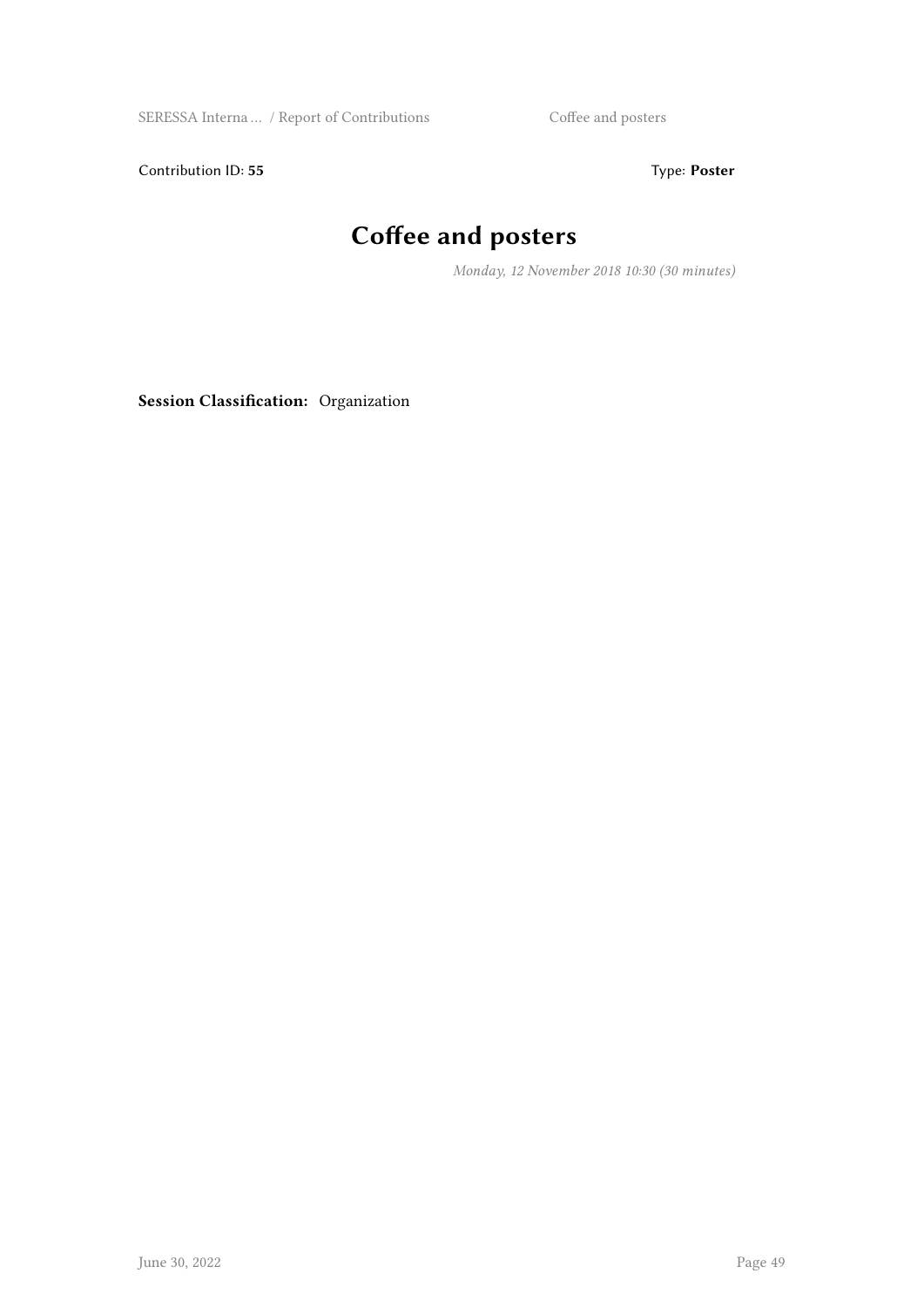Contribution ID: **55** Type: **Poster**

# Coffee and posters

*Monday, 12 November 2018 10:30 (30 minutes)*

**Session Classification:** Organization